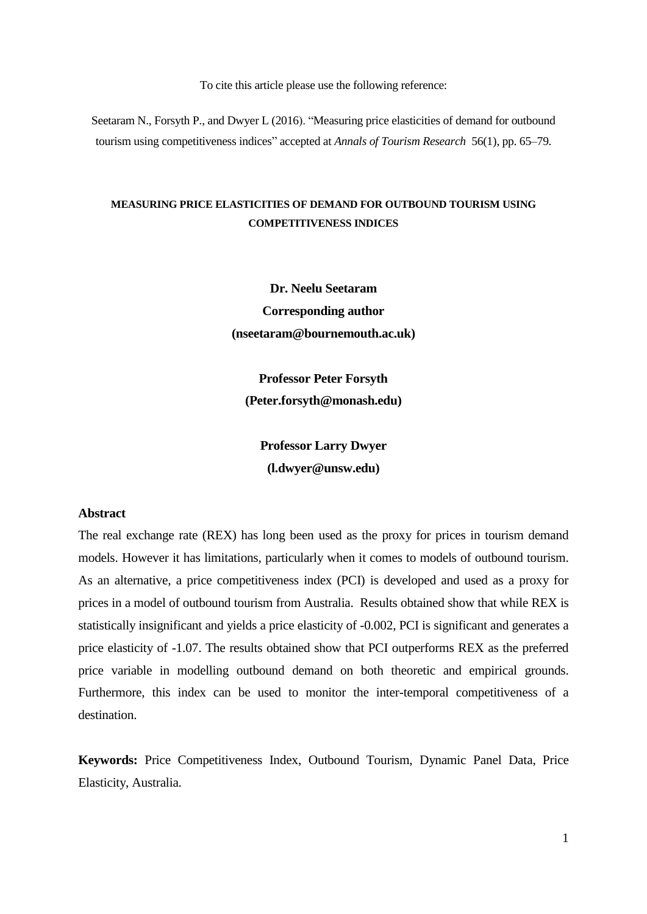To cite this article please use the following reference:

Seetaram N., Forsyth P., and Dwyer L (2016). "Measuring price elasticities of demand for outbound tourism using competitiveness indices" accepted at *Annals of Tourism Research* 56(1), pp. 65–79.

# MEASURING PRICE ELASTICITIES OF DEMAND FOR OUTBOUND TOURISM USING COMPETITIVENESS INDICES

**Dr. Neelu Seetaram**

**Corresponding author**

**(nseetaram@bournemouth.ac.uk)**

**Professor Peter Forsyth**

**(Peter.forsyth@monash.edu)**

**Professor Larry Dwyer**

**(l.dwyer@unsw.edu)**

## Abstract

The real exchange rate (REX) has long been used as the proxy for prices in tourism demand models. However it has limitations, particularly when it comes to models of outbound tourism. As an alternative, a price competitiveness index (PCI) is developed and used as a proxy for prices in a model of outbound tourism from Australia. Results obtained show that while REX is statistically insignificant and yields a price elasticity of -0.002, PCI is significant and generates a price elasticity of -1.07. The results obtained show that PCI outperforms REX as the preferred price variable in modelling outbound demand on both theoretic and empirical grounds. Furthermore, this index can be used to monitor the inter-temporal competitiveness of a destination.

**Keywords:** Price Competitiveness Index, Outbound Tourism, Dynamic Panel Data, Price Elasticity, Australia.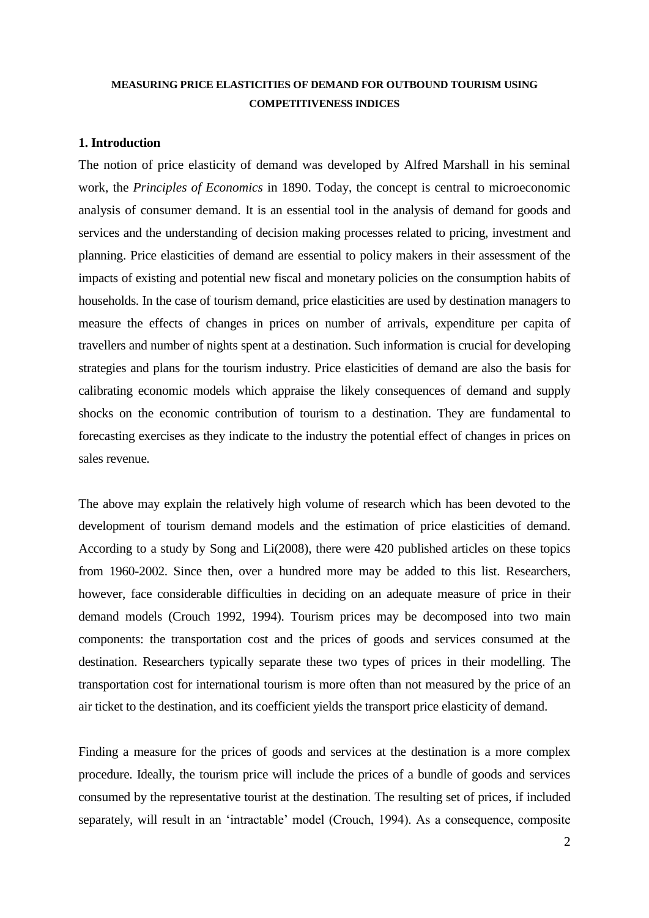**MEASURING PRICE ELASTICITIES OF DEMAND FOR OUTBOUND TOURISM USING COMPETITIVENESS INDICES**

## 1. Introduction

The notion of price elasticity of demand was developed by Alfred Marshall in his seminal work, the *Principles of Economics* in 1890. Today, the concept is central to microeconomic analysis of consumer demand. It is an essential tool in the analysis of demand for goods and services and the understanding of decision making processes related to pricing, investment and planning. Price elasticities of demand are essential to policy makers in their assessment of the impacts of existing and potential new fiscal and monetary policies on the consumption habits of households. In the case of tourism demand, price elasticities are used by destination managers to measure the effects of changes in prices on number of arrivals, expenditure per capita of travellers and number of nights spent at a destination. Such information is crucial for developing strategies and plans for the tourism industry. Price elasticities of demand are also the basis for calibrating economic models which appraise the likely consequences of demand and supply shocks on the economic contribution of tourism to a destination. They are fundamental to forecasting exercises as they indicate to the industry the potential effect of changes in prices on sales revenue.

The above may explain the relatively high volume of research which has been devoted to the development of tourism demand models and the estimation of price elasticities of demand. According to a study by Song and Li(2008), there were 420 published articles on these topics from 1960-2002. Since then, over a hundred more may be added to this list. Researchers, however, face considerable difficulties in deciding on an adequate measure of price in their demand models (Crouch 1992, 1994). Tourism prices may be decomposed into two main components: the transportation cost and the prices of goods and services consumed at the destination. Researchers typically separate these two types of prices in their modelling. The transportation cost for international tourism is more often than not measured by the price of an air ticket to the destination, and its coefficient yields the transport price elasticity of demand.

Finding a measure for the prices of goods and services at the destination is a more complex procedure. Ideally, the tourism price will include the prices of a bundle of goods and services consumed by the representative tourist at the destination. The resulting set of prices, if included separately, will result in an 'intractable' model (Crouch, 1994). As a consequence, composite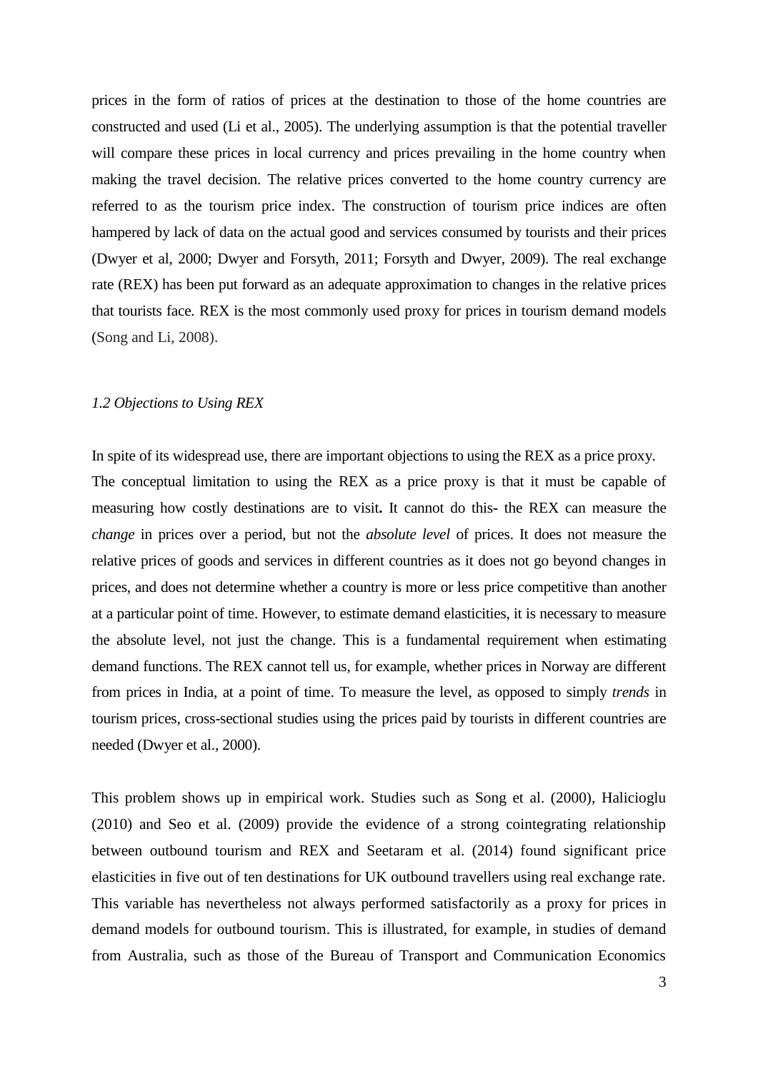prices in the form of ratios of prices at the destination to those of the home countries are constructed and used (Li et al., 2005). The underlying assumption is that the potential traveller will compare these prices in local currency and prices prevailing in the home country when making the travel decision. The relative prices converted to the home country currency are referred to as the tourism price index. The construction of tourism price indices are often hampered by lack of data on the actual good and services consumed by tourists and their prices (Dwyer et al, 2000; Dwyer and Forsyth, 2011; Forsyth and Dwyer, 2009). The real exchange rate (REX) has been put forward as an adequate approximation to changes in the relative prices that tourists face. REX is the most commonly used proxy for prices in tourism demand models (Song and Li, 2008).

### *1.2 Objections to Using REX*

In spite of its widespread use, there are important objections to using the REX as a price proxy. The conceptual limitation to using the REX as a price proxy is that it must be capable of measuring how costly destinations are to visit**.** It cannot do this**-** the REX can measure the *change* in prices over a period, but not the *absolute level* of prices. It does not measure the relative prices of goods and services in different countries as it does not go beyond changes in prices, and does not determine whether a country is more or less price competitive than another at a particular point of time. However, to estimate demand elasticities, it is necessary to measure the absolute level, not just the change. This is a fundamental requirement when estimating demand functions. The REX cannot tell us, for example, whether prices in Norway are different from prices in India, at a point of time. To measure the level, as opposed to simply *trends* in tourism prices, cross-sectional studies using the prices paid by tourists in different countries are needed (Dwyer et al., 2000).

This problem shows up in empirical work. Studies such as Song et al. (2000), Halicioglu (2010) and Seo et al. (2009) provide the evidence of a strong cointegrating relationship between outbound tourism and REX and Seetaram et al. (2014) found significant price elasticities in five out of ten destinations for UK outbound travellers using real exchange rate. This variable has nevertheless not always performed satisfactorily as a proxy for prices in demand models for outbound tourism. This is illustrated, for example, in studies of demand from Australia, such as those of the Bureau of Transport and Communication Economics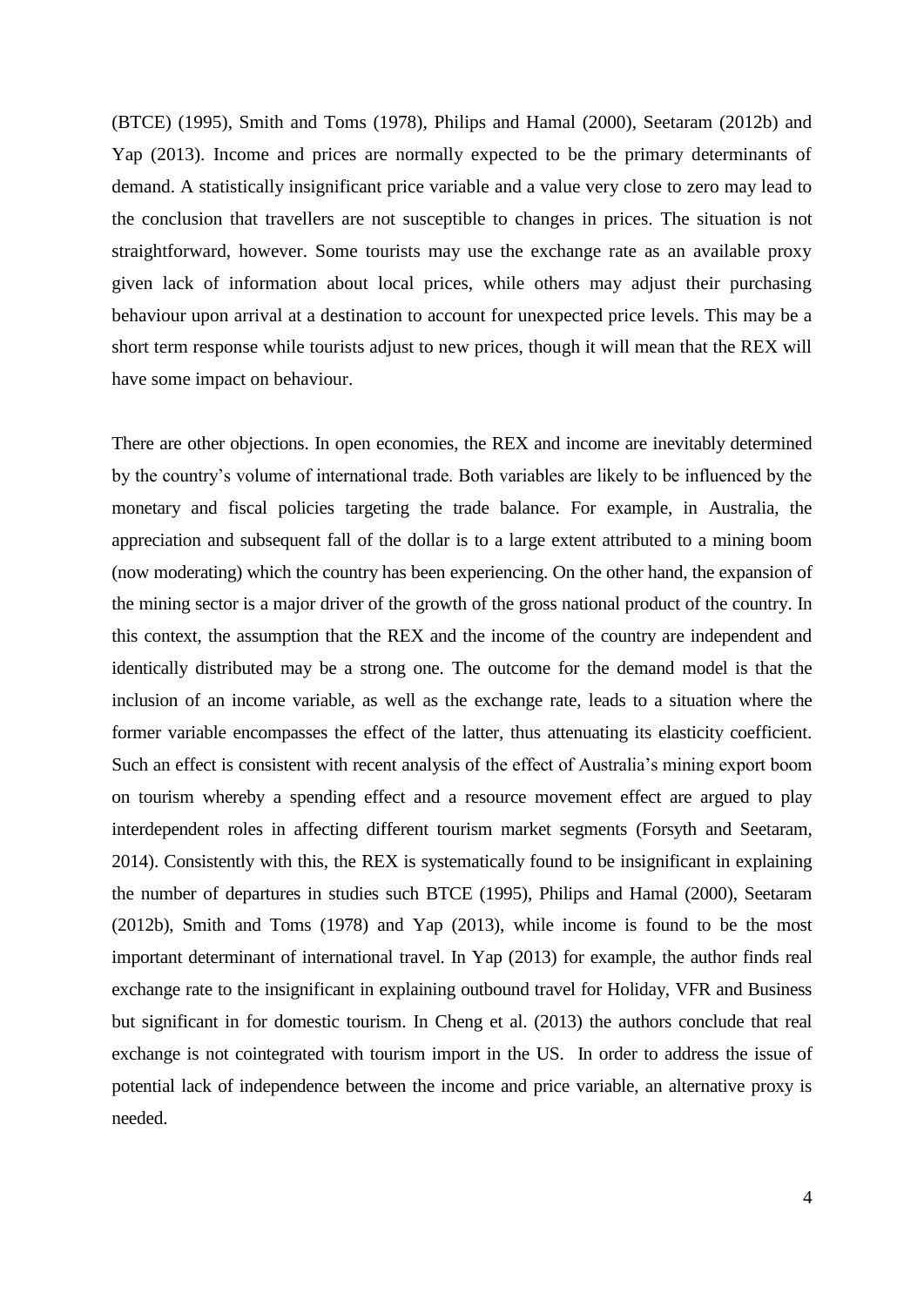(BTCE) (1995), Smith and Toms (1978), Philips and Hamal (2000), Seetaram (2012b) and Yap (2013). Income and prices are normally expected to be the primary determinants of demand. A statistically insignificant price variable and a value very close to zero may lead to the conclusion that travellers are not susceptible to changes in prices. The situation is not straightforward, however. Some tourists may use the exchange rate as an available proxy given lack of information about local prices, while others may adjust their purchasing behaviour upon arrival at a destination to account for unexpected price levels. This may be a short term response while tourists adjust to new prices, though it will mean that the REX will have some impact on behaviour.

There are other objections. In open economies, the REX and income are inevitably determined by the country's volume of international trade. Both variables are likely to be influenced by the monetary and fiscal policies targeting the trade balance. For example, in Australia, the appreciation and subsequent fall of the dollar is to a large extent attributed to a mining boom (now moderating) which the country has been experiencing. On the other hand, the expansion of the mining sector is a major driver of the growth of the gross national product of the country. In this context, the assumption that the REX and the income of the country are independent and identically distributed may be a strong one. The outcome for the demand model is that the inclusion of an income variable, as well as the exchange rate, leads to a situation where the former variable encompasses the effect of the latter, thus attenuating its elasticity coefficient. Such an effect is consistent with recent analysis of the effect of Australia's mining export boom on tourism whereby a spending effect and a resource movement effect are argued to play interdependent roles in affecting different tourism market segments (Forsyth and Seetaram, 2014). Consistently with this, the REX is systematically found to be insignificant in explaining the number of departures in studies such BTCE (1995), Philips and Hamal (2000), Seetaram (2012b), Smith and Toms (1978) and Yap (2013), while income is found to be the most important determinant of international travel. In Yap (2013) for example, the author finds real exchange rate to the insignificant in explaining outbound travel for Holiday, VFR and Business but significant in for domestic tourism. In Cheng et al. (2013) the authors conclude that real exchange is not cointegrated with tourism import in the US. In order to address the issue of potential lack of independence between the income and price variable, an alternative proxy is needed.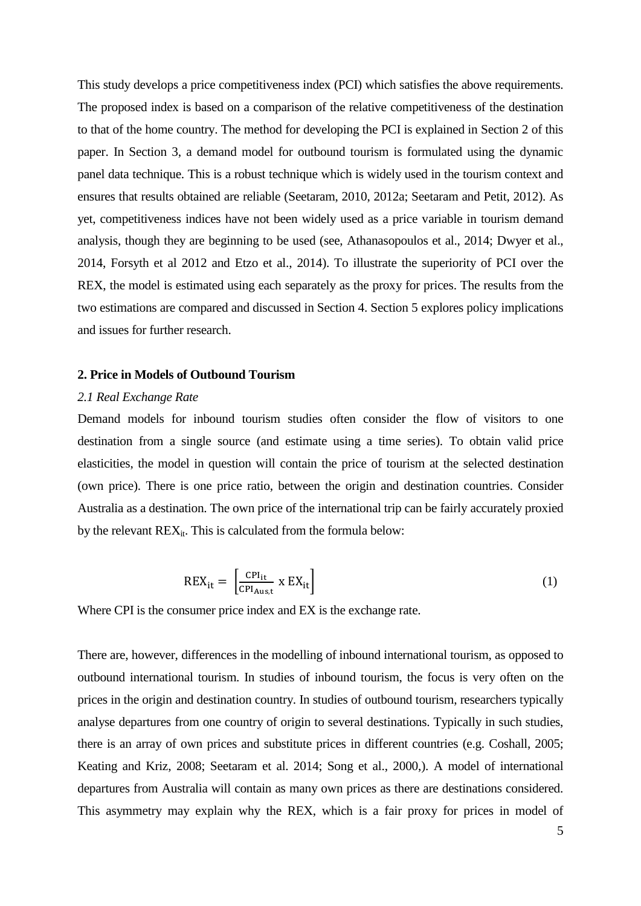This study develops a price competitiveness index (PCI) which satisfies the above requirements. The proposed index is based on a comparison of the relative competitiveness of the destination to that of the home country. The method for developing the PCI is explained in Section 2 of this paper. In Section 3, a demand model for outbound tourism is formulated using the dynamic panel data technique. This is a robust technique which is widely used in the tourism context and ensures that results obtained are reliable (Seetaram, 2010, 2012a; Seetaram and Petit, 2012). As yet, competitiveness indices have not been widely used as a price variable in tourism demand analysis, though they are beginning to be used (see, Athanasopoulos et al., 2014; Dwyer et al., 2014, Forsyth et al 2012 and Etzo et al., 2014). To illustrate the superiority of PCI over the REX, the model is estimated using each separately as the proxy for prices. The results from the two estimations are compared and discussed in Section 4. Section 5 explores policy implications and issues for further research.

## 2. Price in Models of Outbound Tourism

### *2.1 Real Exchange Rate*

Demand models for inbound tourism studies often consider the flow of visitors to one destination from a single source (and estimate using a time series). To obtain valid price elasticities, the model in question will contain the price of tourism at the selected destination (own price). There is one price ratio, between the origin and destination countries. Consider Australia as a destination. The own price of the international trip can be fairly accurately proxied by the relevant $REX_{it}$. This is calculated from the formula below:

$$REX_{it} = \left[\frac{CPI_{it}}{CPI_{Aus,t}} \text{ x } EX_{it}\right] \tag{1}$$

Where CPI is the consumer price index and EX is the exchange rate.

There are, however, differences in the modelling of inbound international tourism, as opposed to outbound international tourism. In studies of inbound tourism, the focus is very often on the prices in the origin and destination country. In studies of outbound tourism, researchers typically analyse departures from one country of origin to several destinations. Typically in such studies, there is an array of own prices and substitute prices in different countries (e.g. Coshall, 2005; Keating and Kriz, 2008; Seetaram et al. 2014; Song et al., 2000,). A model of international departures from Australia will contain as many own prices as there are destinations considered. This asymmetry may explain why the REX, which is a fair proxy for prices in model of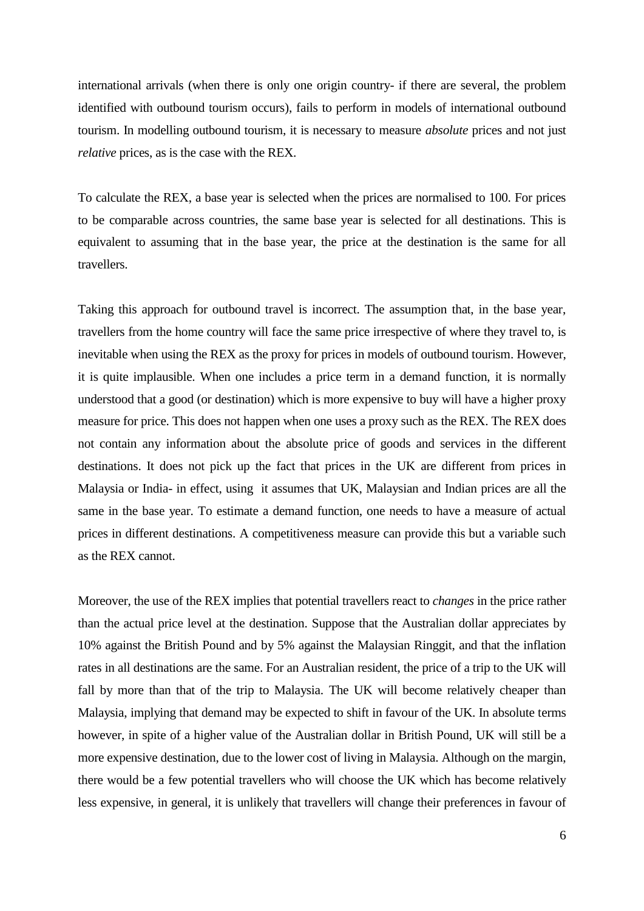international arrivals (when there is only one origin country- if there are several, the problem identified with outbound tourism occurs), fails to perform in models of international outbound tourism. In modelling outbound tourism, it is necessary to measure *absolute* prices and not just *relative* prices, as is the case with the REX.

To calculate the REX, a base year is selected when the prices are normalised to 100. For prices to be comparable across countries, the same base year is selected for all destinations. This is equivalent to assuming that in the base year, the price at the destination is the same for all travellers.

Taking this approach for outbound travel is incorrect. The assumption that, in the base year, travellers from the home country will face the same price irrespective of where they travel to, is inevitable when using the REX as the proxy for prices in models of outbound tourism. However, it is quite implausible. When one includes a price term in a demand function, it is normally understood that a good (or destination) which is more expensive to buy will have a higher proxy measure for price. This does not happen when one uses a proxy such as the REX. The REX does not contain any information about the absolute price of goods and services in the different destinations. It does not pick up the fact that prices in the UK are different from prices in Malaysia or India- in effect, using it assumes that UK, Malaysian and Indian prices are all the same in the base year. To estimate a demand function, one needs to have a measure of actual prices in different destinations. A competitiveness measure can provide this but a variable such as the REX cannot.

Moreover, the use of the REX implies that potential travellers react to *changes* in the price rather than the actual price level at the destination. Suppose that the Australian dollar appreciates by 10% against the British Pound and by 5% against the Malaysian Ringgit, and that the inflation rates in all destinations are the same. For an Australian resident, the price of a trip to the UK will fall by more than that of the trip to Malaysia. The UK will become relatively cheaper than Malaysia, implying that demand may be expected to shift in favour of the UK. In absolute terms however, in spite of a higher value of the Australian dollar in British Pound, UK will still be a more expensive destination, due to the lower cost of living in Malaysia. Although on the margin, there would be a few potential travellers who will choose the UK which has become relatively less expensive, in general, it is unlikely that travellers will change their preferences in favour of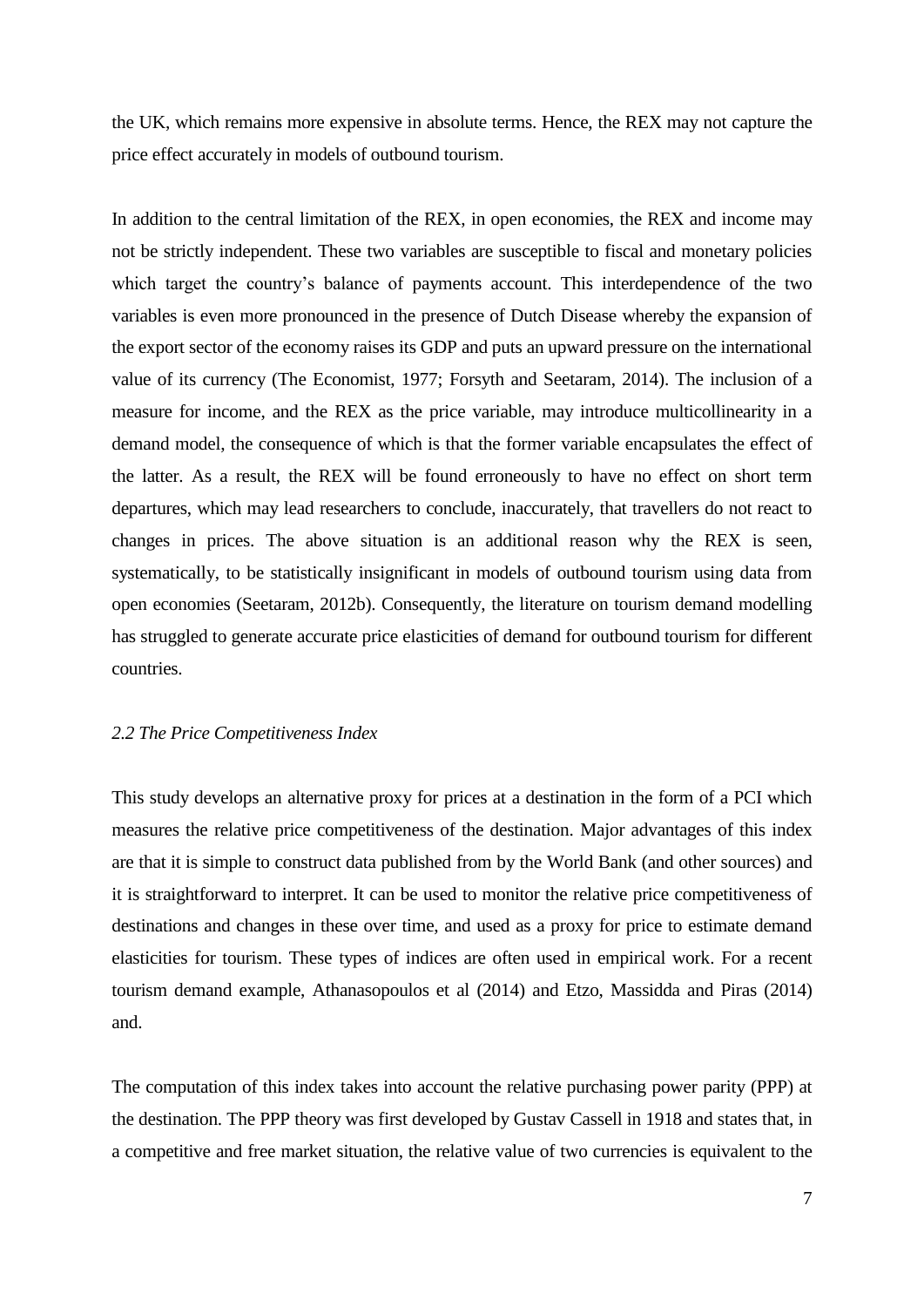the UK, which remains more expensive in absolute terms. Hence, the REX may not capture the price effect accurately in models of outbound tourism.

In addition to the central limitation of the REX, in open economies, the REX and income may not be strictly independent. These two variables are susceptible to fiscal and monetary policies which target the country's balance of payments account. This interdependence of the two variables is even more pronounced in the presence of Dutch Disease whereby the expansion of the export sector of the economy raises its GDP and puts an upward pressure on the international value of its currency (The Economist, 1977; Forsyth and Seetaram, 2014). The inclusion of a measure for income, and the REX as the price variable, may introduce multicollinearity in a demand model, the consequence of which is that the former variable encapsulates the effect of the latter. As a result, the REX will be found erroneously to have no effect on short term departures, which may lead researchers to conclude, inaccurately, that travellers do not react to changes in prices. The above situation is an additional reason why the REX is seen, systematically, to be statistically insignificant in models of outbound tourism using data from open economies (Seetaram, 2012b). Consequently, the literature on tourism demand modelling has struggled to generate accurate price elasticities of demand for outbound tourism for different countries.

### *2.2 The Price Competitiveness Index*

This study develops an alternative proxy for prices at a destination in the form of a PCI which measures the relative price competitiveness of the destination. Major advantages of this index are that it is simple to construct data published from by the World Bank (and other sources) and it is straightforward to interpret. It can be used to monitor the relative price competitiveness of destinations and changes in these over time, and used as a proxy for price to estimate demand elasticities for tourism. These types of indices are often used in empirical work. For a recent tourism demand example, Athanasopoulos et al (2014) and Etzo, Massidda and Piras (2014) and.

The computation of this index takes into account the relative purchasing power parity (PPP) at the destination. The PPP theory was first developed by Gustav Cassell in 1918 and states that, in a competitive and free market situation, the relative value of two currencies is equivalent to the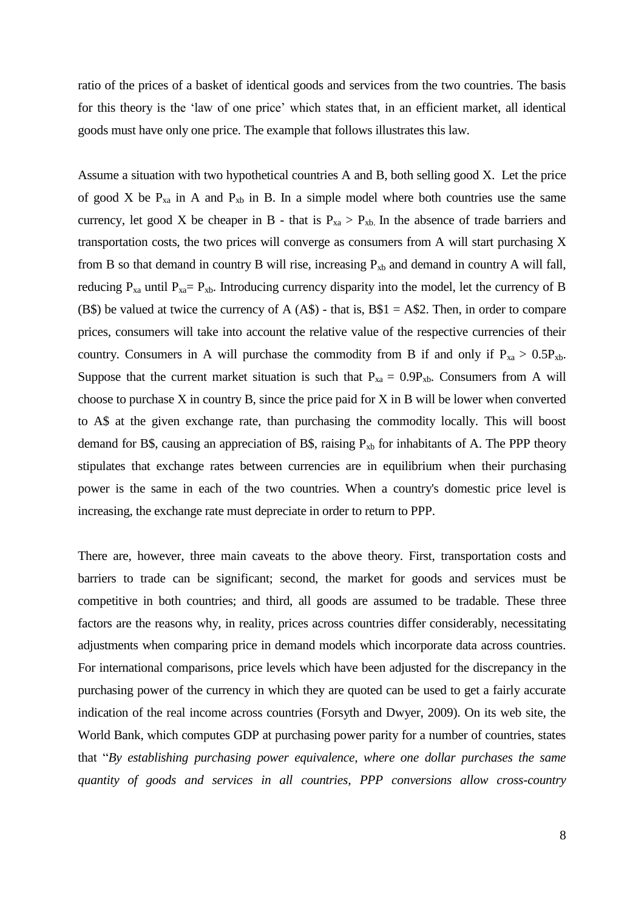ratio of the prices of a basket of identical goods and services from the two countries. The basis for this theory is the 'law of one price' which states that, in an efficient market, all identical goods must have only one price. The example that follows illustrates this law.

Assume a situation with two hypothetical countries A and B, both selling good X. Let the price of good X be $P_{xa}$ in A and $P_{xb}$ in B. In a simple model where both countries use the same currency, let good X be cheaper in B - that is $P_{xa} > P_{xb}$. In the absence of trade barriers and transportation costs, the two prices will converge as consumers from A will start purchasing X from B so that demand in country B will rise, increasing $P_{xb}$ and demand in country A will fall, reducing $P_{xa}$ until $P_{xa} = P_{xb}$. Introducing currency disparity into the model, let the currency of B (B$) be valued at twice the currency of A (A$) - that is, B$1 = A$2. Then, in order to compare prices, consumers will take into account the relative value of the respective currencies of their country. Consumers in A will purchase the commodity from B if and only if $P_{xa} > 0.5P_{xb}$. Suppose that the current market situation is such that $P_{xa} = 0.9P_{xb}$. Consumers from A will choose to purchase X in country B, since the price paid for X in B will be lower when converted to A$ at the given exchange rate, than purchasing the commodity locally. This will boost demand for B$, causing an appreciation of B$, raising $P_{xb}$ for inhabitants of A. The PPP theory stipulates that exchange rates between currencies are in equilibrium when their purchasing power is the same in each of the two countries. When a country's domestic price level is increasing, the exchange rate must depreciate in order to return to PPP.

There are, however, three main caveats to the above theory. First, transportation costs and barriers to trade can be significant; second, the market for goods and services must be competitive in both countries; and third, all goods are assumed to be tradable. These three factors are the reasons why, in reality, prices across countries differ considerably, necessitating adjustments when comparing price in demand models which incorporate data across countries. For international comparisons, price levels which have been adjusted for the discrepancy in the purchasing power of the currency in which they are quoted can be used to get a fairly accurate indication of the real income across countries (Forsyth and Dwyer, 2009). On its web site, the World Bank, which computes GDP at purchasing power parity for a number of countries, states that "*By establishing purchasing power equivalence, where one dollar purchases the same quantity of goods and services in all countries, PPP conversions allow cross-country*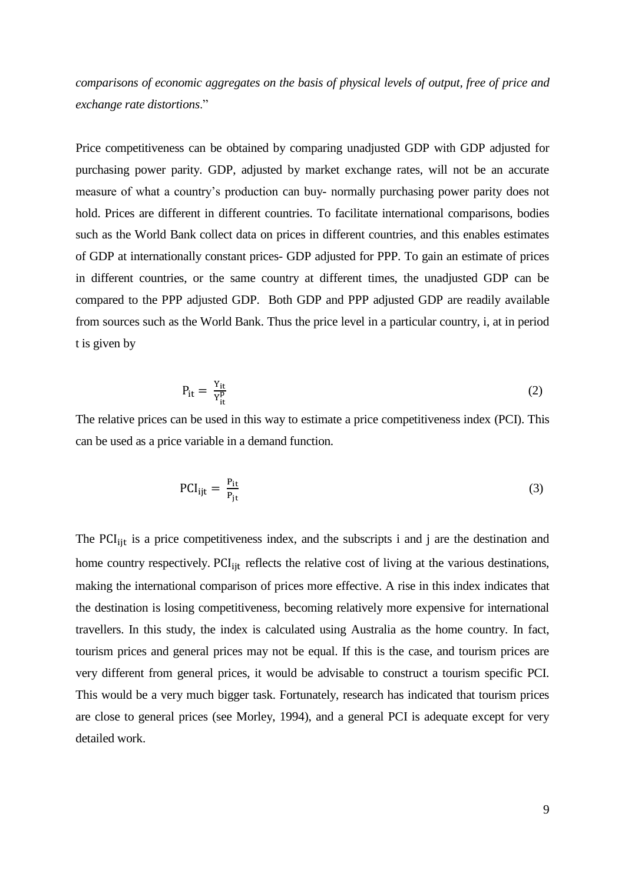*comparisons of economic aggregates on the basis of physical levels of output, free of price and exchange rate distortions*."

Price competitiveness can be obtained by comparing unadjusted GDP with GDP adjusted for purchasing power parity. GDP, adjusted by market exchange rates, will not be an accurate measure of what a country's production can buy- normally purchasing power parity does not hold. Prices are different in different countries. To facilitate international comparisons, bodies such as the World Bank collect data on prices in different countries, and this enables estimates of GDP at internationally constant prices- GDP adjusted for PPP. To gain an estimate of prices in different countries, or the same country at different times, the unadjusted GDP can be compared to the PPP adjusted GDP. Both GDP and PPP adjusted GDP are readily available from sources such as the World Bank. Thus the price level in a particular country, i, at in period t is given by

$$P_{it} = \frac{Y_{it}}{Y_{it}^{P}} \tag{2}$$

The relative prices can be used in this way to estimate a price competitiveness index (PCI). This can be used as a price variable in a demand function.

$$PCI_{ijt} = \frac{P_{it}}{P_{jt}} \tag{3}$$

The $PCI_{ijt}$ is a price competitiveness index, and the subscripts i and j are the destination and home country respectively. $PCI_{ijt}$ reflects the relative cost of living at the various destinations, making the international comparison of prices more effective. A rise in this index indicates that the destination is losing competitiveness, becoming relatively more expensive for international travellers. In this study, the index is calculated using Australia as the home country. In fact, tourism prices and general prices may not be equal. If this is the case, and tourism prices are very different from general prices, it would be advisable to construct a tourism specific PCI. This would be a very much bigger task. Fortunately, research has indicated that tourism prices are close to general prices (see Morley, 1994), and a general PCI is adequate except for very detailed work.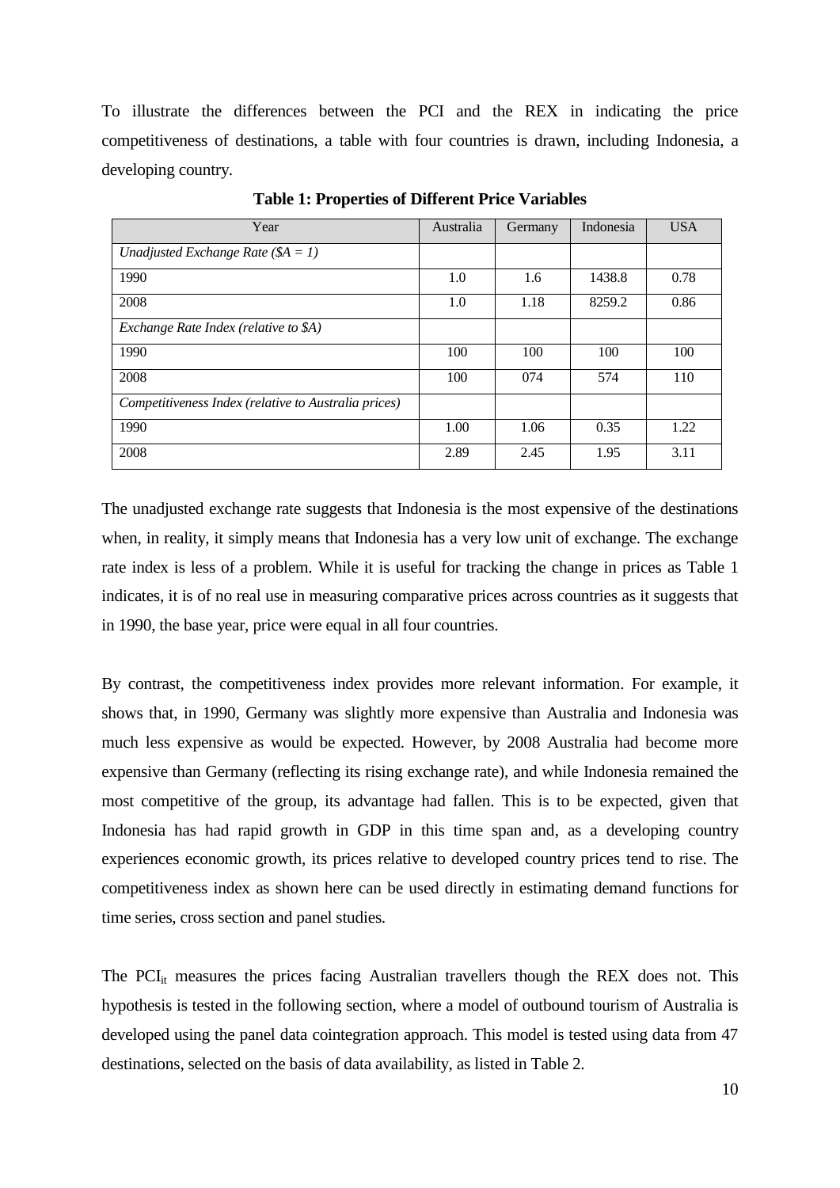To illustrate the differences between the PCI and the REX in indicating the price competitiveness of destinations, a table with four countries is drawn, including Indonesia, a developing country.

**Table 1: Properties of Different Price Variables**

| Year | Australia | Germany | Indonesia | USA |
|---|---|---|---|---|
| *Unadjusted Exchange Rate ($A = 1)* | | | | |
| 1990 | 1.0 | 1.6 | 1438.8 | 0.78 |
| 2008 | 1.0 | 1.18 | 8259.2 | 0.86 |
| *Exchange Rate Index (relative to $A)* | | | | |
| 1990 | 100 | 100 | 100 | 100 |
| 2008 | 100 | 074 | 574 | 110 |
| *Competitiveness Index (relative to Australia prices)* | | | | |
| 1990 | 1.00 | 1.06 | 0.35 | 1.22 |
| 2008 | 2.89 | 2.45 | 1.95 | 3.11 |

The unadjusted exchange rate suggests that Indonesia is the most expensive of the destinations when, in reality, it simply means that Indonesia has a very low unit of exchange. The exchange rate index is less of a problem. While it is useful for tracking the change in prices as Table 1 indicates, it is of no real use in measuring comparative prices across countries as it suggests that in 1990, the base year, price were equal in all four countries.

By contrast, the competitiveness index provides more relevant information. For example, it shows that, in 1990, Germany was slightly more expensive than Australia and Indonesia was much less expensive as would be expected. However, by 2008 Australia had become more expensive than Germany (reflecting its rising exchange rate), and while Indonesia remained the most competitive of the group, its advantage had fallen. This is to be expected, given that Indonesia has had rapid growth in GDP in this time span and, as a developing country experiences economic growth, its prices relative to developed country prices tend to rise. The competitiveness index as shown here can be used directly in estimating demand functions for time series, cross section and panel studies.

The $PCI_{it}$ measures the prices facing Australian travellers though the REX does not. This hypothesis is tested in the following section, where a model of outbound tourism of Australia is developed using the panel data cointegration approach. This model is tested using data from 47 destinations, selected on the basis of data availability, as listed in Table 2.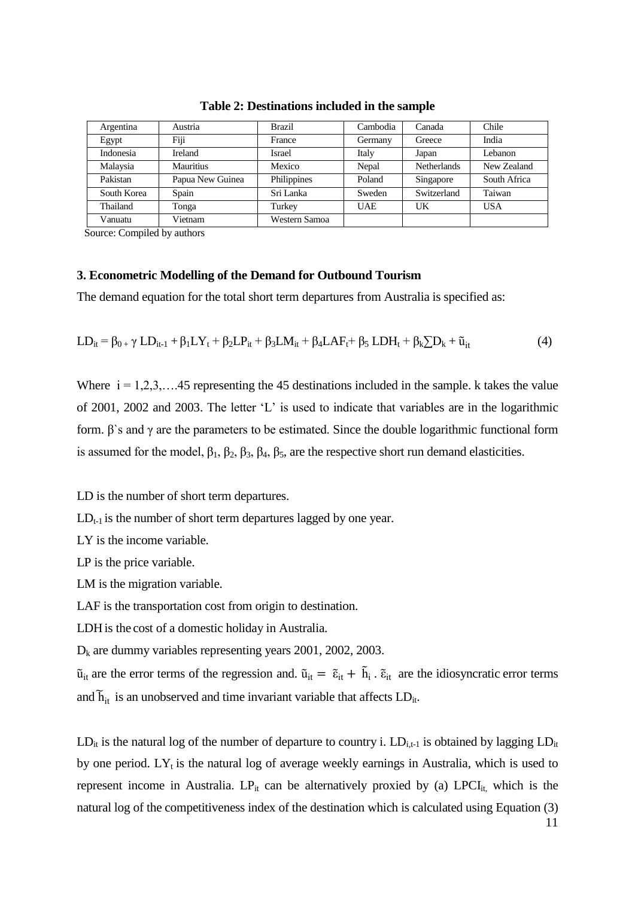**Table 2: Destinations included in the sample**

| | | | | | |
|---|---|---|---|---|---|
| Argentina | Austria | Brazil | Cambodia | Canada | Chile |
| Egypt | Fiji | France | Germany | Greece | India |
| Indonesia | Ireland | Israel | Italy | Japan | Lebanon |
| Malaysia | Mauritius | Mexico | Nepal | Netherlands | New Zealand |
| Pakistan | Papua New Guinea | Philippines | Poland | Singapore | South Africa |
| South Korea | Spain | Sri Lanka | Sweden | Switzerland | Taiwan |
| Thailand | Tonga | Turkey | UAE | UK | USA |
| Vanuatu | Vietnam | Western Samoa | | | |

Source: Compiled by authors

### 3. Econometric Modelling of the Demand for Outbound Tourism

The demand equation for the total short term departures from Australia is specified as:

$$LD_{it} = \beta_0 + \gamma\, LD_{it-1} + \beta_1 LY_t + \beta_2 LP_{it} + \beta_3 LM_{it} + \beta_4 LAF_t + \beta_5\, LDH_t + \beta_k \sum D_k + \tilde{u}_{it} \qquad (4)$$

Where $i = 1,2,3,\ldots.45$ representing the 45 destinations included in the sample. k takes the value of 2001, 2002 and 2003. The letter 'L' is used to indicate that variables are in the logarithmic form. β`s and γ are the parameters to be estimated. Since the double logarithmic functional form is assumed for the model, $\beta_1$, $\beta_2$, $\beta_3$, $\beta_4$, $\beta_5$, are the respective short run demand elasticities.

LD is the number of short term departures.

$LD_{t-1}$ is the number of short term departures lagged by one year.

LY is the income variable.

LP is the price variable.

LM is the migration variable.

LAF is the transportation cost from origin to destination.

LDH is the cost of a domestic holiday in Australia.

$D_k$ are dummy variables representing years 2001, 2002, 2003.

$\tilde{u}_{it}$ are the error terms of the regression and. $\tilde{u}_{it} = \tilde{\varepsilon}_{it} + \tilde{h}_i$ . $\tilde{\varepsilon}_{it}$ are the idiosyncratic error terms and $\tilde{h}_{it}$ is an unobserved and time invariant variable that affects $LD_{it}$.

$LD_{it}$ is the natural log of the number of departure to country i. $LD_{i,t-1}$ is obtained by lagging $LD_{it}$ by one period. $LY_t$ is the natural log of average weekly earnings in Australia, which is used to represent income in Australia. $LP_{it}$ can be alternatively proxied by (a) $LPCI_{it,}$ which is the natural log of the competitiveness index of the destination which is calculated using Equation (3)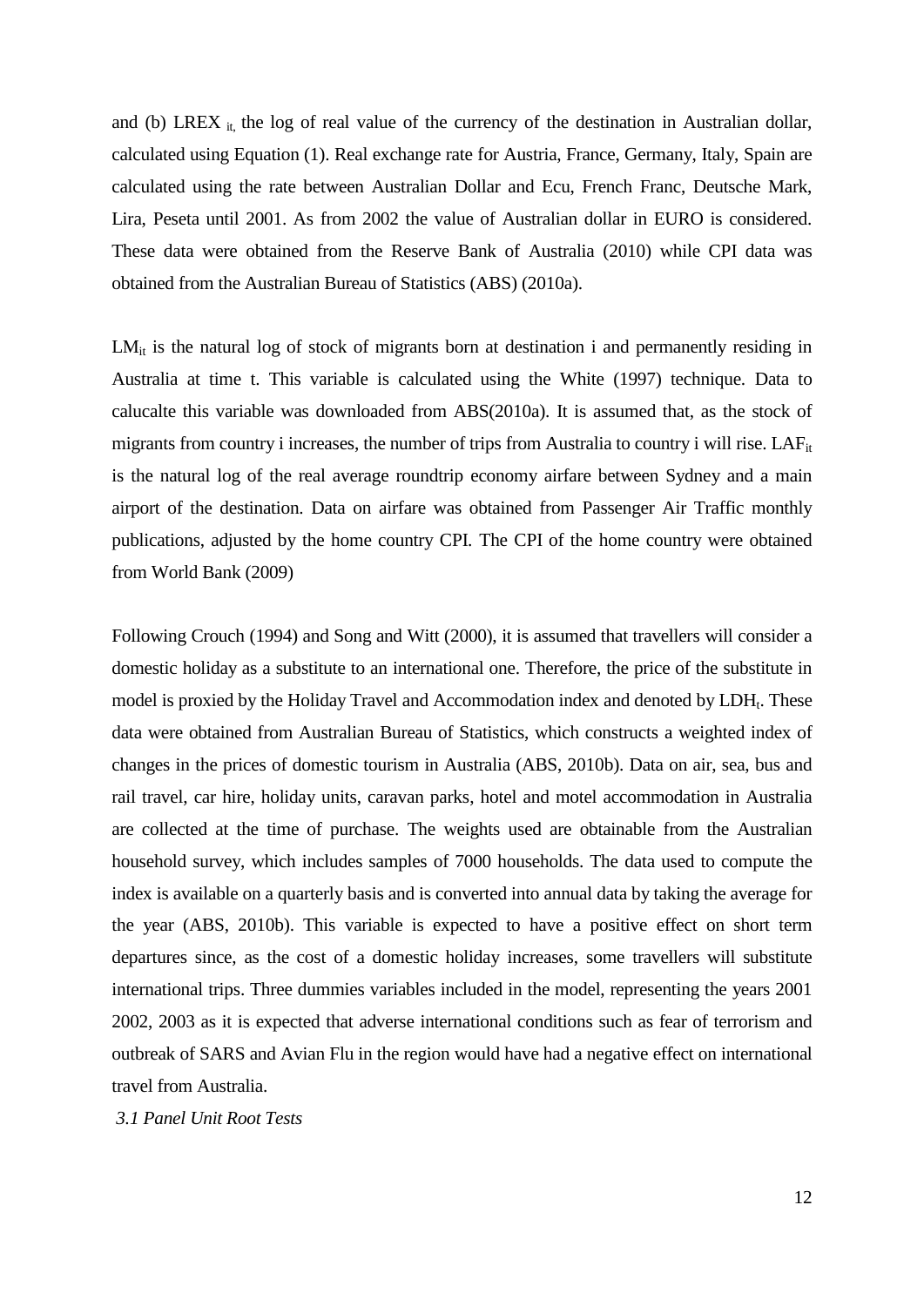and (b) $LREX_{it,}$ the log of real value of the currency of the destination in Australian dollar, calculated using Equation (1). Real exchange rate for Austria, France, Germany, Italy, Spain are calculated using the rate between Australian Dollar and Ecu, French Franc, Deutsche Mark, Lira, Peseta until 2001. As from 2002 the value of Australian dollar in EURO is considered. These data were obtained from the Reserve Bank of Australia (2010) while CPI data was obtained from the Australian Bureau of Statistics (ABS) (2010a).

$LM_{it}$ is the natural log of stock of migrants born at destination i and permanently residing in Australia at time t. This variable is calculated using the White (1997) technique. Data to calucalte this variable was downloaded from ABS(2010a). It is assumed that, as the stock of migrants from country i increases, the number of trips from Australia to country i will rise. $LAF_{it}$ is the natural log of the real average roundtrip economy airfare between Sydney and a main airport of the destination. Data on airfare was obtained from Passenger Air Traffic monthly publications, adjusted by the home country CPI. The CPI of the home country were obtained from World Bank (2009)

Following Crouch (1994) and Song and Witt (2000), it is assumed that travellers will consider a domestic holiday as a substitute to an international one. Therefore, the price of the substitute in model is proxied by the Holiday Travel and Accommodation index and denoted by $LDH_t$. These data were obtained from Australian Bureau of Statistics, which constructs a weighted index of changes in the prices of domestic tourism in Australia (ABS, 2010b). Data on air, sea, bus and rail travel, car hire, holiday units, caravan parks, hotel and motel accommodation in Australia are collected at the time of purchase. The weights used are obtainable from the Australian household survey, which includes samples of 7000 households. The data used to compute the index is available on a quarterly basis and is converted into annual data by taking the average for the year (ABS, 2010b). This variable is expected to have a positive effect on short term departures since, as the cost of a domestic holiday increases, some travellers will substitute international trips. Three dummies variables included in the model, representing the years 2001 2002, 2003 as it is expected that adverse international conditions such as fear of terrorism and outbreak of SARS and Avian Flu in the region would have had a negative effect on international travel from Australia.

*3.1 Panel Unit Root Tests*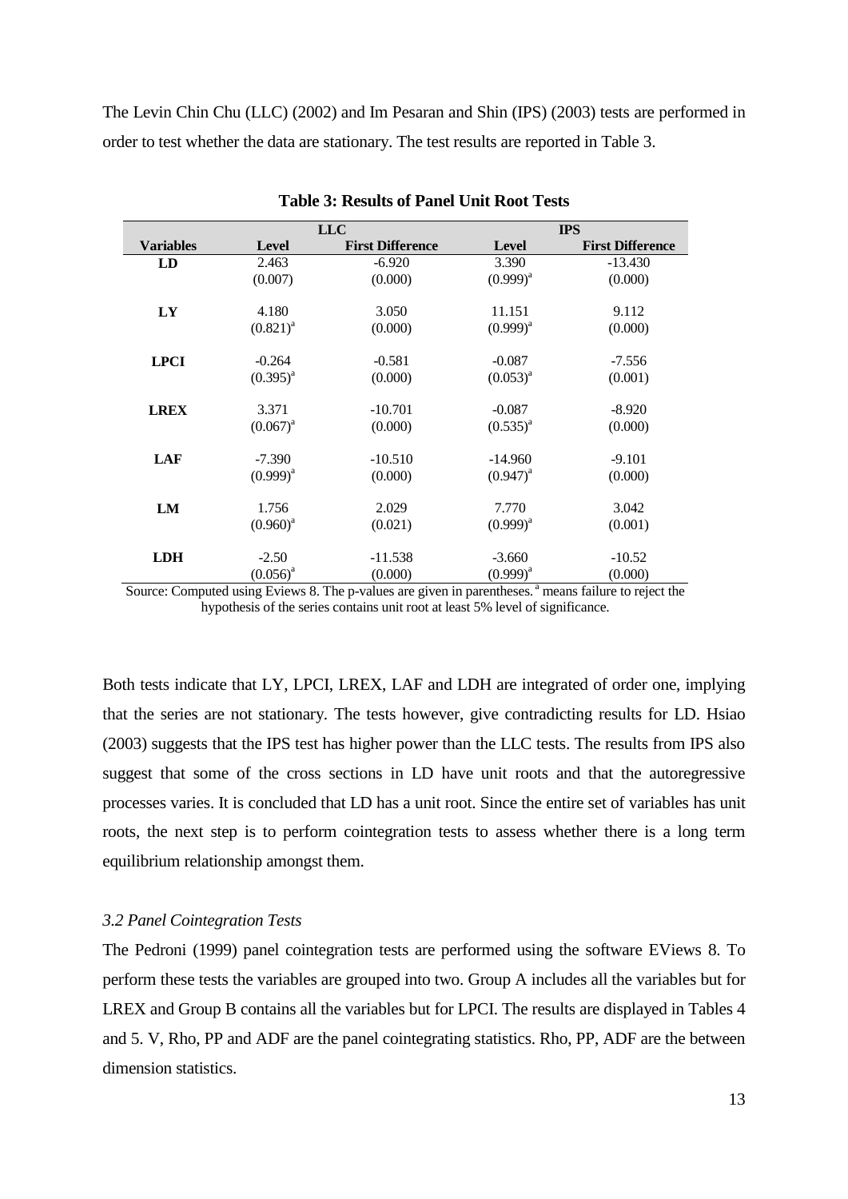The Levin Chin Chu (LLC) (2002) and Im Pesaran and Shin (IPS) (2003) tests are performed in order to test whether the data are stationary. The test results are reported in Table 3.

**Table 3: Results of Panel Unit Root Tests**

| | LLC | | IPS | |
|---|---|---|---|---|
| **Variables** | **Level** | **First Difference** | **Level** | **First Difference** |
| **LD** | 2.463 | -6.920 | 3.390 | -13.430 |
| | (0.007) | (0.000) | (0.999)[a] | (0.000) |
| **LY** | 4.180 | 3.050 | 11.151 | 9.112 |
| | (0.821)[a] | (0.000) | (0.999)[a] | (0.000) |
| **LPCI** | -0.264 | -0.581 | -0.087 | -7.556 |
| | (0.395)[a] | (0.000) | (0.053)[a] | (0.001) |
| **LREX** | 3.371 | -10.701 | -0.087 | -8.920 |
| | (0.067)[a] | (0.000) | (0.535)[a] | (0.000) |
| **LAF** | -7.390 | -10.510 | -14.960 | -9.101 |
| | (0.999)[a] | (0.000) | (0.947)[a] | (0.000) |
| **LM** | 1.756 | 2.029 | 7.770 | 3.042 |
| | (0.960)[a] | (0.021) | (0.999)[a] | (0.001) |
| **LDH** | -2.50 | -11.538 | -3.660 | -10.52 |
| | (0.056)[a] | (0.000) | (0.999)[a] | (0.000) |

Source: Computed using Eviews 8. The p-values are given in parentheses. [a] means failure to reject the hypothesis of the series contains unit root at least 5% level of significance.

Both tests indicate that LY, LPCI, LREX, LAF and LDH are integrated of order one, implying that the series are not stationary. The tests however, give contradicting results for LD. Hsiao (2003) suggests that the IPS test has higher power than the LLC tests. The results from IPS also suggest that some of the cross sections in LD have unit roots and that the autoregressive processes varies. It is concluded that LD has a unit root. Since the entire set of variables has unit roots, the next step is to perform cointegration tests to assess whether there is a long term equilibrium relationship amongst them.

### *3.2 Panel Cointegration Tests*

The Pedroni (1999) panel cointegration tests are performed using the software EViews 8. To perform these tests the variables are grouped into two. Group A includes all the variables but for LREX and Group B contains all the variables but for LPCI. The results are displayed in Tables 4 and 5. V, Rho, PP and ADF are the panel cointegrating statistics. Rho, PP, ADF are the between dimension statistics.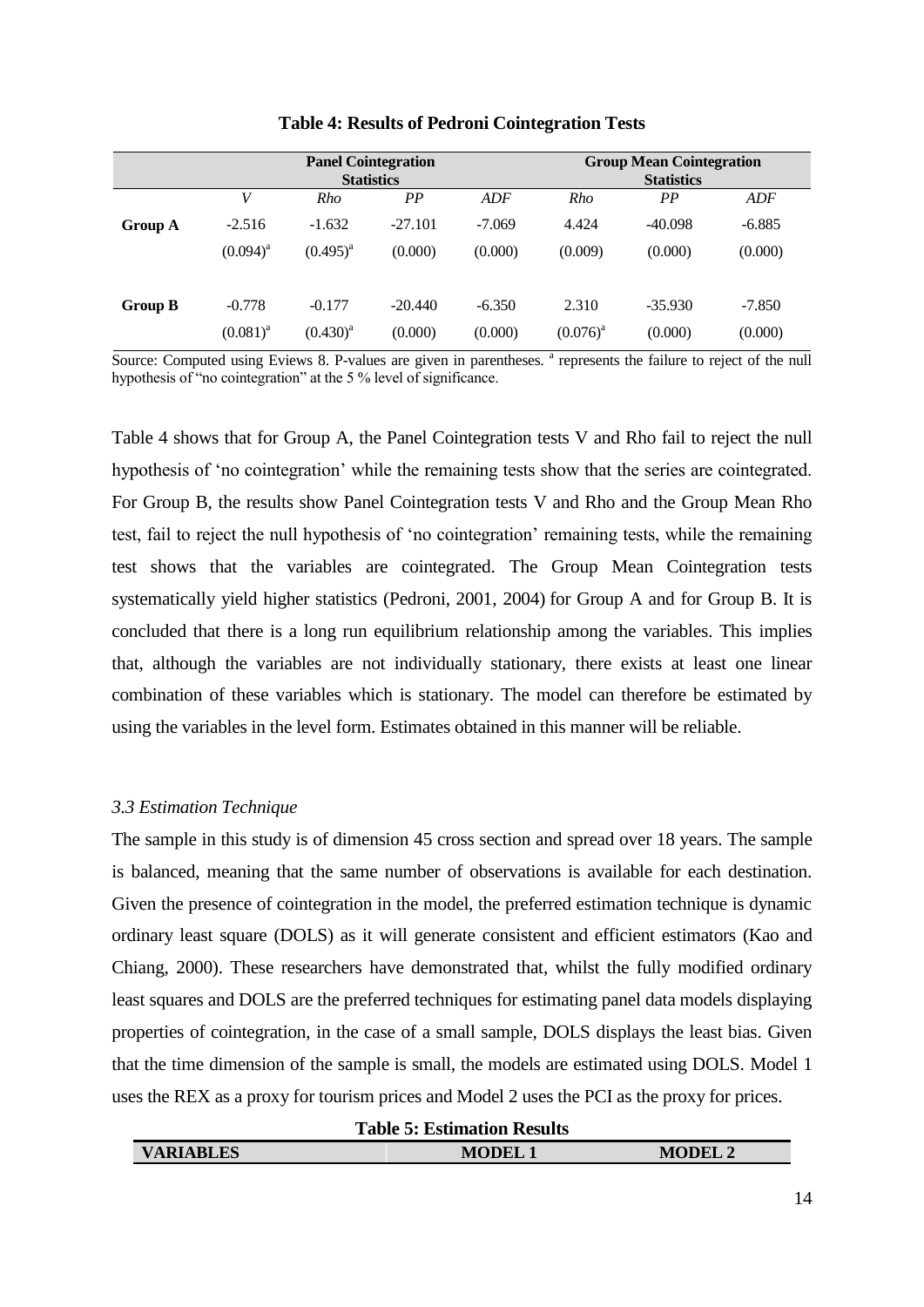**Table 4: Results of Pedroni Cointegration Tests**

| | Panel Cointegration Statistics | | | | Group Mean Cointegration Statistics | | |
|---|---|---|---|---|---|---|---|
| | *V* | *Rho* | *PP* | *ADF* | *Rho* | *PP* | *ADF* |
| **Group A** | -2.516 | -1.632 | -27.101 | -7.069 | 4.424 | -40.098 | -6.885 |
| | (0.094)[a] | (0.495)[a] | (0.000) | (0.000) | (0.009) | (0.000) | (0.000) |
| **Group B** | -0.778 | -0.177 | -20.440 | -6.350 | 2.310 | -35.930 | -7.850 |
| | (0.081)[a] | (0.430)[a] | (0.000) | (0.000) | (0.076)[a] | (0.000) | (0.000) |

Source: Computed using Eviews 8. P-values are given in parentheses. [a] represents the failure to reject of the null hypothesis of "no cointegration" at the 5 % level of significance.

Table 4 shows that for Group A, the Panel Cointegration tests V and Rho fail to reject the null hypothesis of 'no cointegration' while the remaining tests show that the series are cointegrated. For Group B, the results show Panel Cointegration tests V and Rho and the Group Mean Rho test, fail to reject the null hypothesis of 'no cointegration' remaining tests, while the remaining test shows that the variables are cointegrated. The Group Mean Cointegration tests systematically yield higher statistics (Pedroni, 2001, 2004) for Group A and for Group B. It is concluded that there is a long run equilibrium relationship among the variables. This implies that, although the variables are not individually stationary, there exists at least one linear combination of these variables which is stationary. The model can therefore be estimated by using the variables in the level form. Estimates obtained in this manner will be reliable.

### *3.3 Estimation Technique*

The sample in this study is of dimension 45 cross section and spread over 18 years. The sample is balanced, meaning that the same number of observations is available for each destination. Given the presence of cointegration in the model, the preferred estimation technique is dynamic ordinary least square (DOLS) as it will generate consistent and efficient estimators (Kao and Chiang, 2000). These researchers have demonstrated that, whilst the fully modified ordinary least squares and DOLS are the preferred techniques for estimating panel data models displaying properties of cointegration, in the case of a small sample, DOLS displays the least bias. Given that the time dimension of the sample is small, the models are estimated using DOLS. Model 1 uses the REX as a proxy for tourism prices and Model 2 uses the PCI as the proxy for prices.

**Table 5: Estimation Results**

| VARIABLES | MODEL 1 | MODEL 2 |
|---|---|---|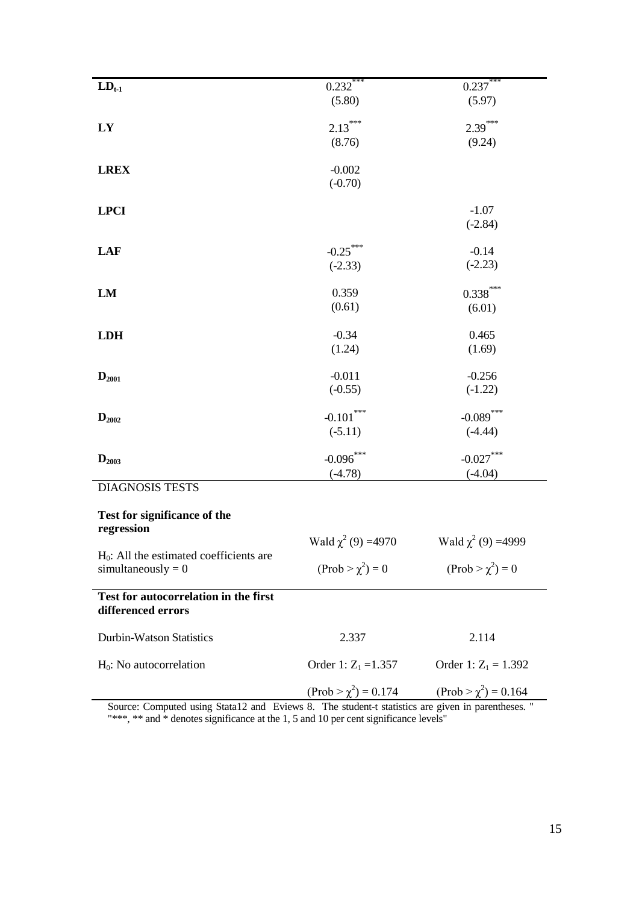| | | |
|---|---|---|
| **$LD_{t-1}$** | $0.232^{***}$ (5.80) | $0.237^{***}$ (5.97) |
| **LY** | $2.13^{***}$ (8.76) | $2.39^{***}$ (9.24) |
| **LREX** | -0.002 (-0.70) | |
| **LPCI** | | -1.07 (-2.84) |
| **LAF** | $-0.25^{***}$ (-2.33) | -0.14 (-2.23) |
| **LM** | 0.359 (0.61) | $0.338^{***}$ (6.01) |
| **LDH** | -0.34 (1.24) | 0.465 (1.69) |
| **$D_{2001}$** | -0.011 (-0.55) | -0.256 (-1.22) |
| **$D_{2002}$** | $-0.101^{***}$ (-5.11) | $-0.089^{***}$ (-4.44) |
| **$D_{2003}$** | $-0.096^{***}$ (-4.78) | $-0.027^{***}$ (-4.04) |
| DIAGNOSIS TESTS | | |
| **Test for significance of the regression** | | |
| $H_0$: All the estimated coefficients are simultaneously = 0 | Wald $\chi^2$ (9) =4970 (Prob > $\chi^2$) = 0 | Wald $\chi^2$ (9) =4999 (Prob > $\chi^2$) = 0 |
| **Test for autocorrelation in the first differenced errors** | | |
| Durbin-Watson Statistics | 2.337 | 2.114 |
| $H_0$: No autocorrelation | Order 1: $Z_1$ =1.357 (Prob > $\chi^2$) = 0.174 | Order 1: $Z_1$ = 1.392 (Prob > $\chi^2$) = 0.164 |

Source: Computed using Stata12 and Eviews 8. The student-t statistics are given in parentheses. " "***, ** and * denotes significance at the 1, 5 and 10 per cent significance levels"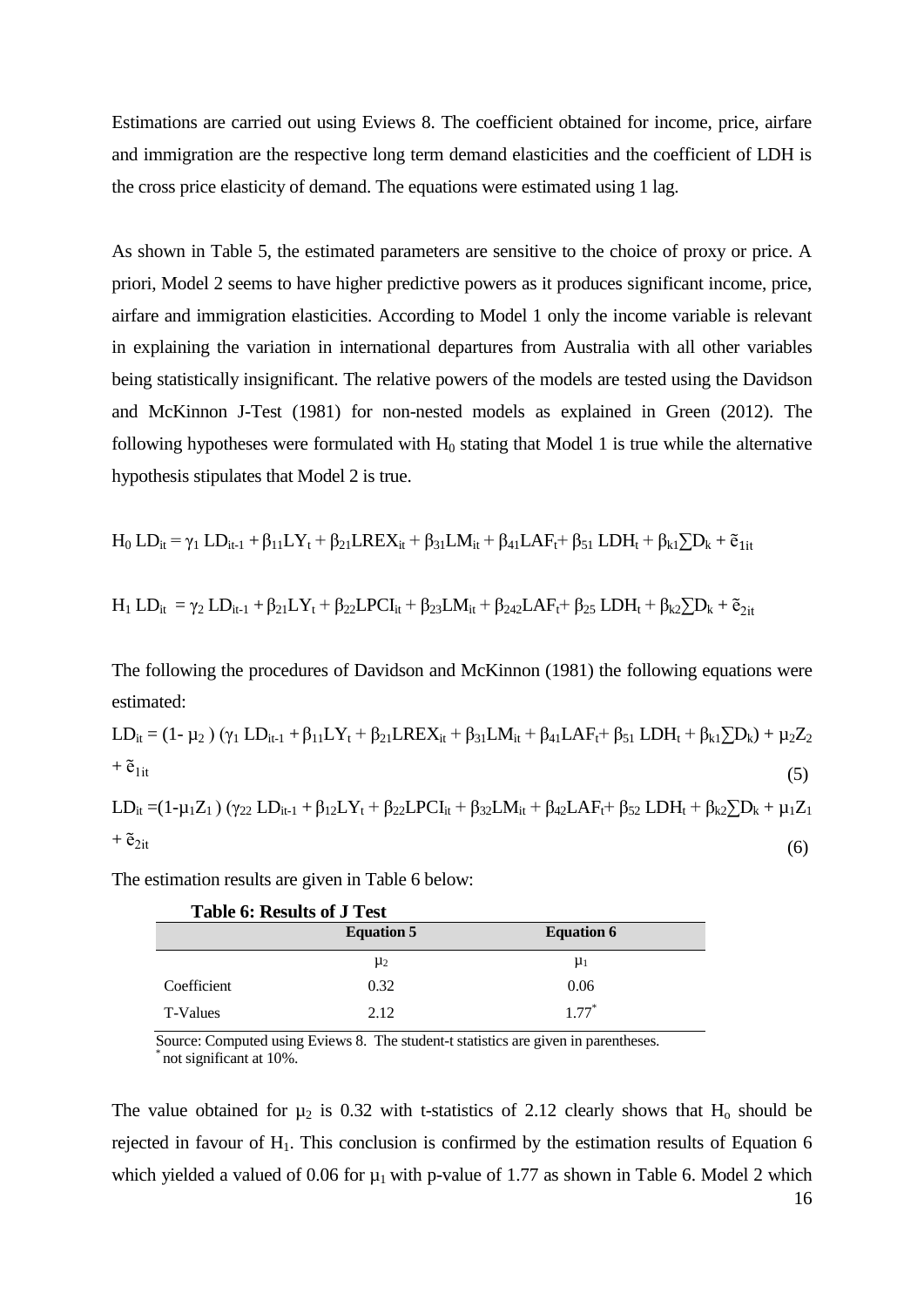Estimations are carried out using Eviews 8. The coefficient obtained for income, price, airfare and immigration are the respective long term demand elasticities and the coefficient of LDH is the cross price elasticity of demand. The equations were estimated using 1 lag.

As shown in Table 5, the estimated parameters are sensitive to the choice of proxy or price. A priori, Model 2 seems to have higher predictive powers as it produces significant income, price, airfare and immigration elasticities. According to Model 1 only the income variable is relevant in explaining the variation in international departures from Australia with all other variables being statistically insignificant. The relative powers of the models are tested using the Davidson and McKinnon J-Test (1981) for non-nested models as explained in Green (2012). The following hypotheses were formulated with $H_0$ stating that Model 1 is true while the alternative hypothesis stipulates that Model 2 is true.

$$H_0 \; LD_{it} = \gamma_1 \, LD_{it-1} + \beta_{11}LY_t + \beta_{21}LREX_{it} + \beta_{31}LM_{it} + \beta_{41}LAF_t + \beta_{51} \, LDH_t + \beta_{k1}\sum D_k + \tilde{e}_{1it}$$

$$H_1 \; LD_{it} = \gamma_2 \, LD_{it-1} + \beta_{21}LY_t + \beta_{22}LPCI_{it} + \beta_{23}LM_{it} + \beta_{242}LAF_t + \beta_{25} \, LDH_t + \beta_{k2}\sum D_k + \tilde{e}_{2it}$$

The following the procedures of Davidson and McKinnon (1981) the following equations were estimated:

$$LD_{it} = (1 - \mu_2)\,(\gamma_1 \, LD_{it-1} + \beta_{11}LY_t + \beta_{21}LREX_{it} + \beta_{31}LM_{it} + \beta_{41}LAF_t + \beta_{51} \, LDH_t + \beta_{k1}\sum D_k) + \mu_2 Z_2 + \tilde{e}_{1it} \quad (5)$$

$$LD_{it} = (1 - \mu_1 Z_1)\,(\gamma_{22} \, LD_{it-1} + \beta_{12}LY_t + \beta_{22}LPCI_{it} + \beta_{32}LM_{it} + \beta_{42}LAF_t + \beta_{52} \, LDH_t + \beta_{k2}\sum D_k + \mu_1 Z_1 + \tilde{e}_{2it} \quad (6)$$

The estimation results are given in Table 6 below:

**Table 6: Results of J Test**

| | Equation 5 | Equation 6 |
|---|---|---|
| | $\mu_2$ | $\mu_1$ |
| Coefficient | 0.32 | 0.06 |
| T-Values | 2.12 | 1.77* |

Source: Computed using Eviews 8. The student-t statistics are given in parentheses.
* not significant at 10%.

The value obtained for $\mu_2$ is 0.32 with t-statistics of 2.12 clearly shows that $H_o$ should be rejected in favour of $H_1$. This conclusion is confirmed by the estimation results of Equation 6 which yielded a valued of 0.06 for $\mu_1$ with p-value of 1.77 as shown in Table 6. Model 2 which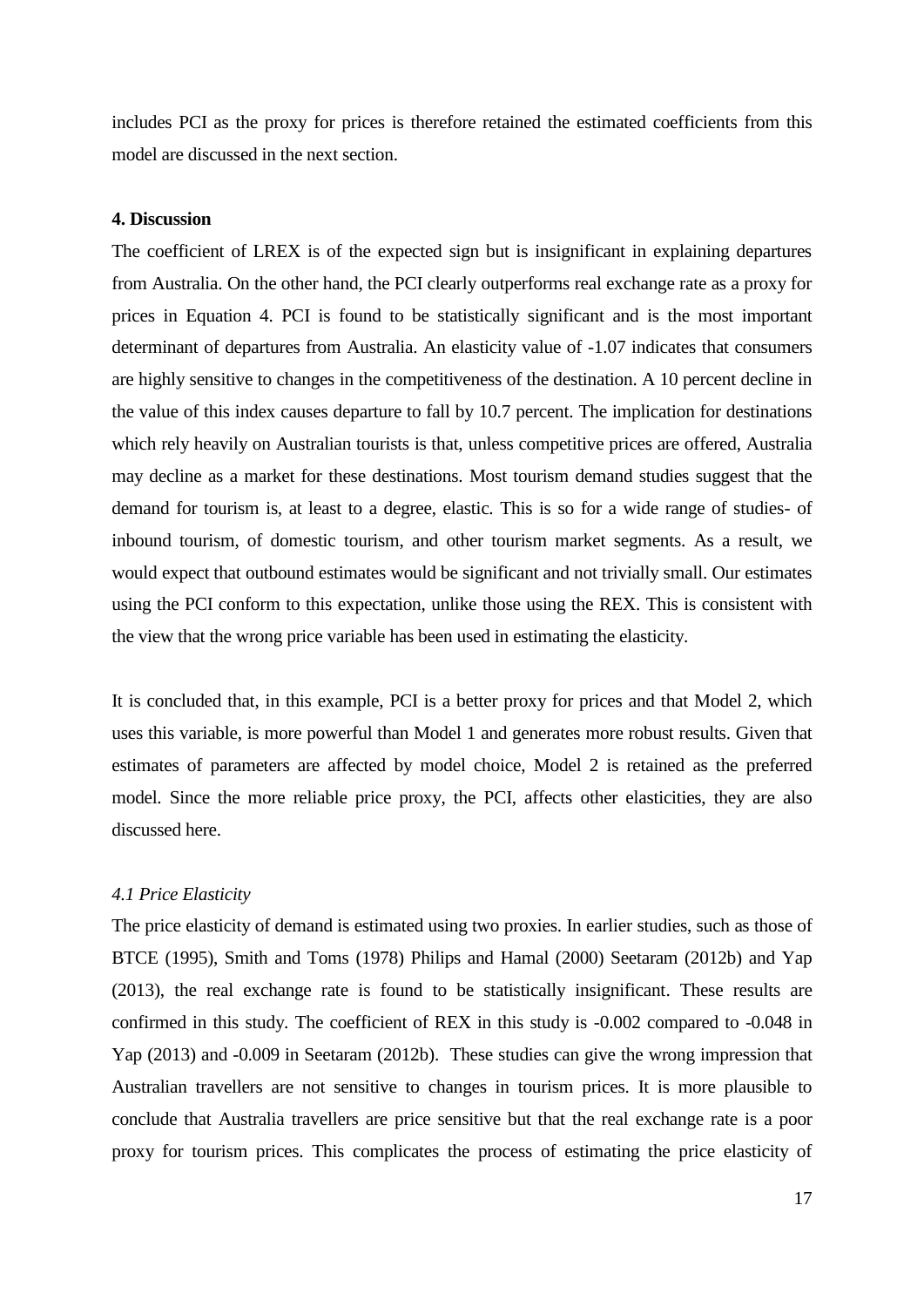includes PCI as the proxy for prices is therefore retained the estimated coefficients from this model are discussed in the next section.

## 4. Discussion

The coefficient of LREX is of the expected sign but is insignificant in explaining departures from Australia. On the other hand, the PCI clearly outperforms real exchange rate as a proxy for prices in Equation 4. PCI is found to be statistically significant and is the most important determinant of departures from Australia. An elasticity value of -1.07 indicates that consumers are highly sensitive to changes in the competitiveness of the destination. A 10 percent decline in the value of this index causes departure to fall by 10.7 percent. The implication for destinations which rely heavily on Australian tourists is that, unless competitive prices are offered, Australia may decline as a market for these destinations. Most tourism demand studies suggest that the demand for tourism is, at least to a degree, elastic. This is so for a wide range of studies- of inbound tourism, of domestic tourism, and other tourism market segments. As a result, we would expect that outbound estimates would be significant and not trivially small. Our estimates using the PCI conform to this expectation, unlike those using the REX. This is consistent with the view that the wrong price variable has been used in estimating the elasticity.

It is concluded that, in this example, PCI is a better proxy for prices and that Model 2, which uses this variable, is more powerful than Model 1 and generates more robust results. Given that estimates of parameters are affected by model choice, Model 2 is retained as the preferred model. Since the more reliable price proxy, the PCI, affects other elasticities, they are also discussed here.

### *4.1 Price Elasticity*

The price elasticity of demand is estimated using two proxies. In earlier studies, such as those of BTCE (1995), Smith and Toms (1978) Philips and Hamal (2000) Seetaram (2012b) and Yap (2013), the real exchange rate is found to be statistically insignificant. These results are confirmed in this study. The coefficient of REX in this study is -0.002 compared to -0.048 in Yap (2013) and -0.009 in Seetaram (2012b). These studies can give the wrong impression that Australian travellers are not sensitive to changes in tourism prices. It is more plausible to conclude that Australia travellers are price sensitive but that the real exchange rate is a poor proxy for tourism prices. This complicates the process of estimating the price elasticity of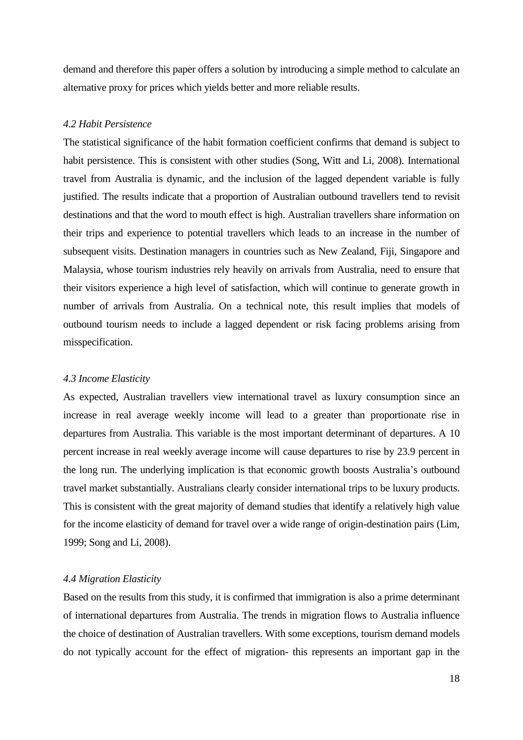demand and therefore this paper offers a solution by introducing a simple method to calculate an alternative proxy for prices which yields better and more reliable results.

### *4.2 Habit Persistence*

The statistical significance of the habit formation coefficient confirms that demand is subject to habit persistence. This is consistent with other studies (Song, Witt and Li, 2008). International travel from Australia is dynamic, and the inclusion of the lagged dependent variable is fully justified. The results indicate that a proportion of Australian outbound travellers tend to revisit destinations and that the word to mouth effect is high. Australian travellers share information on their trips and experience to potential travellers which leads to an increase in the number of subsequent visits. Destination managers in countries such as New Zealand, Fiji, Singapore and Malaysia, whose tourism industries rely heavily on arrivals from Australia, need to ensure that their visitors experience a high level of satisfaction, which will continue to generate growth in number of arrivals from Australia. On a technical note, this result implies that models of outbound tourism needs to include a lagged dependent or risk facing problems arising from misspecification.

### *4.3 Income Elasticity*

As expected, Australian travellers view international travel as luxury consumption since an increase in real average weekly income will lead to a greater than proportionate rise in departures from Australia. This variable is the most important determinant of departures. A 10 percent increase in real weekly average income will cause departures to rise by 23.9 percent in the long run. The underlying implication is that economic growth boosts Australia's outbound travel market substantially. Australians clearly consider international trips to be luxury products. This is consistent with the great majority of demand studies that identify a relatively high value for the income elasticity of demand for travel over a wide range of origin-destination pairs (Lim, 1999; Song and Li, 2008).

### *4.4 Migration Elasticity*

Based on the results from this study, it is confirmed that immigration is also a prime determinant of international departures from Australia. The trends in migration flows to Australia influence the choice of destination of Australian travellers. With some exceptions, tourism demand models do not typically account for the effect of migration- this represents an important gap in the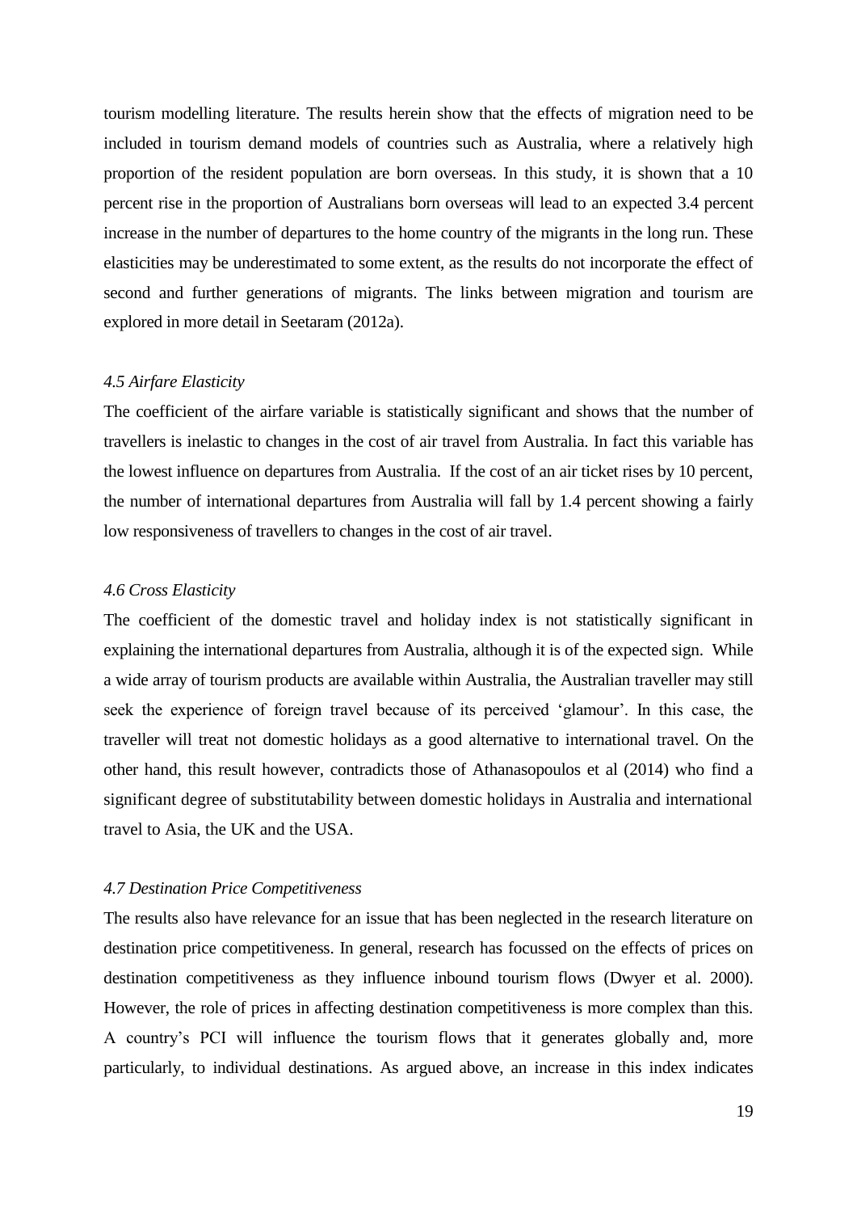tourism modelling literature. The results herein show that the effects of migration need to be included in tourism demand models of countries such as Australia, where a relatively high proportion of the resident population are born overseas. In this study, it is shown that a 10 percent rise in the proportion of Australians born overseas will lead to an expected 3.4 percent increase in the number of departures to the home country of the migrants in the long run. These elasticities may be underestimated to some extent, as the results do not incorporate the effect of second and further generations of migrants. The links between migration and tourism are explored in more detail in Seetaram (2012a).

### *4.5 Airfare Elasticity*

The coefficient of the airfare variable is statistically significant and shows that the number of travellers is inelastic to changes in the cost of air travel from Australia. In fact this variable has the lowest influence on departures from Australia. If the cost of an air ticket rises by 10 percent, the number of international departures from Australia will fall by 1.4 percent showing a fairly low responsiveness of travellers to changes in the cost of air travel.

### *4.6 Cross Elasticity*

The coefficient of the domestic travel and holiday index is not statistically significant in explaining the international departures from Australia, although it is of the expected sign. While a wide array of tourism products are available within Australia, the Australian traveller may still seek the experience of foreign travel because of its perceived 'glamour'. In this case, the traveller will treat not domestic holidays as a good alternative to international travel. On the other hand, this result however, contradicts those of Athanasopoulos et al (2014) who find a significant degree of substitutability between domestic holidays in Australia and international travel to Asia, the UK and the USA.

### *4.7 Destination Price Competitiveness*

The results also have relevance for an issue that has been neglected in the research literature on destination price competitiveness. In general, research has focussed on the effects of prices on destination competitiveness as they influence inbound tourism flows (Dwyer et al. 2000). However, the role of prices in affecting destination competitiveness is more complex than this. A country's PCI will influence the tourism flows that it generates globally and, more particularly, to individual destinations. As argued above, an increase in this index indicates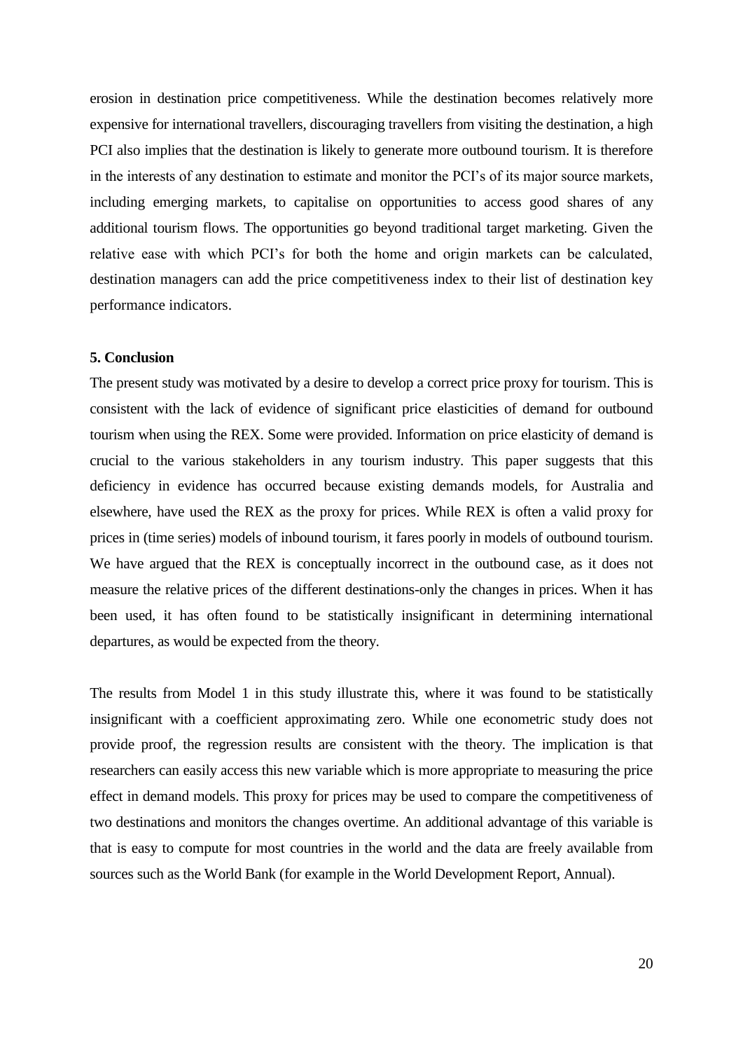erosion in destination price competitiveness. While the destination becomes relatively more expensive for international travellers, discouraging travellers from visiting the destination, a high PCI also implies that the destination is likely to generate more outbound tourism. It is therefore in the interests of any destination to estimate and monitor the PCI's of its major source markets, including emerging markets, to capitalise on opportunities to access good shares of any additional tourism flows. The opportunities go beyond traditional target marketing. Given the relative ease with which PCI's for both the home and origin markets can be calculated, destination managers can add the price competitiveness index to their list of destination key performance indicators.

## 5. Conclusion

The present study was motivated by a desire to develop a correct price proxy for tourism. This is consistent with the lack of evidence of significant price elasticities of demand for outbound tourism when using the REX. Some were provided. Information on price elasticity of demand is crucial to the various stakeholders in any tourism industry. This paper suggests that this deficiency in evidence has occurred because existing demands models, for Australia and elsewhere, have used the REX as the proxy for prices. While REX is often a valid proxy for prices in (time series) models of inbound tourism, it fares poorly in models of outbound tourism. We have argued that the REX is conceptually incorrect in the outbound case, as it does not measure the relative prices of the different destinations-only the changes in prices. When it has been used, it has often found to be statistically insignificant in determining international departures, as would be expected from the theory.

The results from Model 1 in this study illustrate this, where it was found to be statistically insignificant with a coefficient approximating zero. While one econometric study does not provide proof, the regression results are consistent with the theory. The implication is that researchers can easily access this new variable which is more appropriate to measuring the price effect in demand models. This proxy for prices may be used to compare the competitiveness of two destinations and monitors the changes overtime. An additional advantage of this variable is that is easy to compute for most countries in the world and the data are freely available from sources such as the World Bank (for example in the World Development Report, Annual).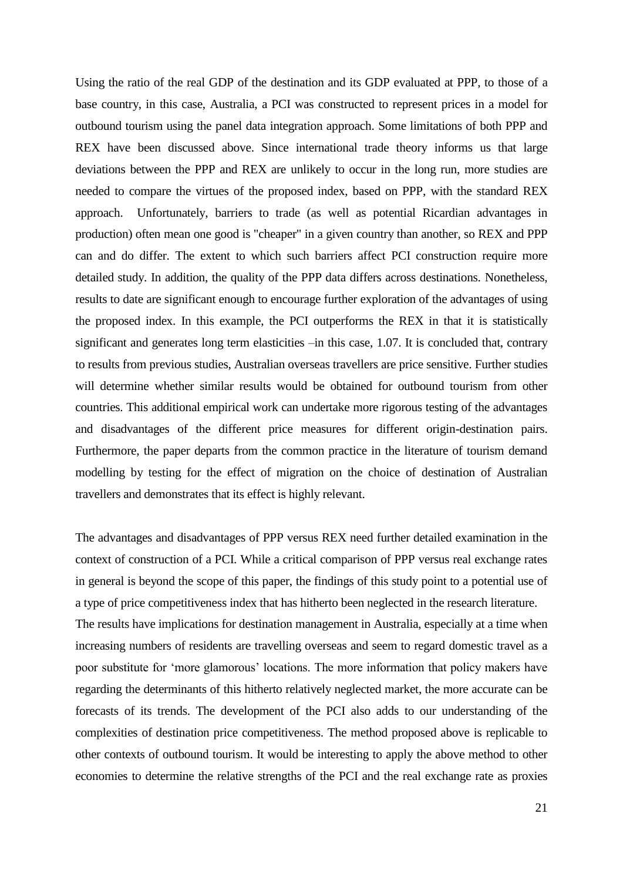Using the ratio of the real GDP of the destination and its GDP evaluated at PPP, to those of a base country, in this case, Australia, a PCI was constructed to represent prices in a model for outbound tourism using the panel data integration approach. Some limitations of both PPP and REX have been discussed above. Since international trade theory informs us that large deviations between the PPP and REX are unlikely to occur in the long run, more studies are needed to compare the virtues of the proposed index, based on PPP, with the standard REX approach. Unfortunately, barriers to trade (as well as potential Ricardian advantages in production) often mean one good is "cheaper" in a given country than another, so REX and PPP can and do differ. The extent to which such barriers affect PCI construction require more detailed study. In addition, the quality of the PPP data differs across destinations. Nonetheless, results to date are significant enough to encourage further exploration of the advantages of using the proposed index. In this example, the PCI outperforms the REX in that it is statistically significant and generates long term elasticities –in this case, 1.07. It is concluded that, contrary to results from previous studies, Australian overseas travellers are price sensitive. Further studies will determine whether similar results would be obtained for outbound tourism from other countries. This additional empirical work can undertake more rigorous testing of the advantages and disadvantages of the different price measures for different origin-destination pairs. Furthermore, the paper departs from the common practice in the literature of tourism demand modelling by testing for the effect of migration on the choice of destination of Australian travellers and demonstrates that its effect is highly relevant.

The advantages and disadvantages of PPP versus REX need further detailed examination in the context of construction of a PCI. While a critical comparison of PPP versus real exchange rates in general is beyond the scope of this paper, the findings of this study point to a potential use of a type of price competitiveness index that has hitherto been neglected in the research literature. The results have implications for destination management in Australia, especially at a time when increasing numbers of residents are travelling overseas and seem to regard domestic travel as a poor substitute for 'more glamorous' locations. The more information that policy makers have regarding the determinants of this hitherto relatively neglected market, the more accurate can be forecasts of its trends. The development of the PCI also adds to our understanding of the complexities of destination price competitiveness. The method proposed above is replicable to other contexts of outbound tourism. It would be interesting to apply the above method to other economies to determine the relative strengths of the PCI and the real exchange rate as proxies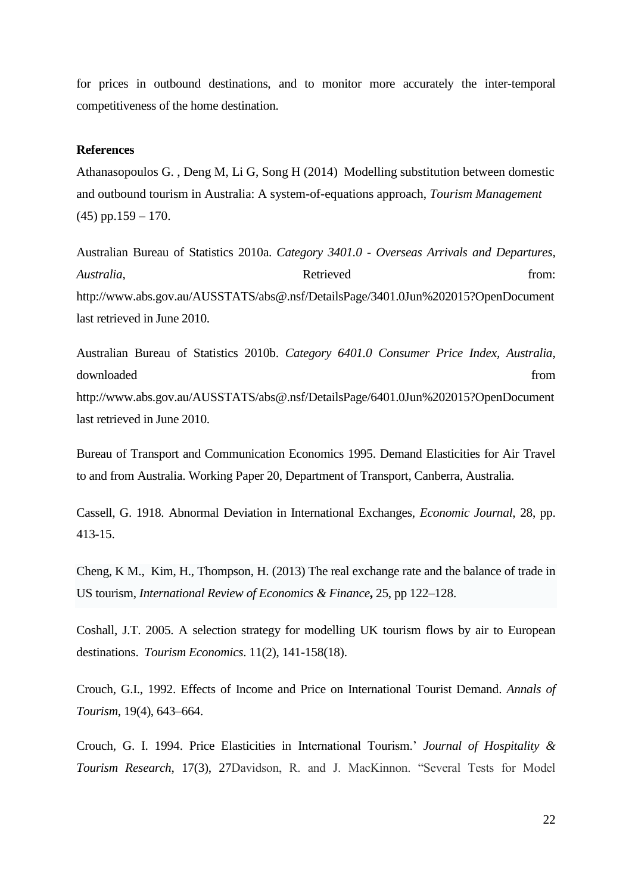for prices in outbound destinations, and to monitor more accurately the inter-temporal competitiveness of the home destination.

**References**

Athanasopoulos G. , Deng M, Li G, Song H (2014) Modelling substitution between domestic and outbound tourism in Australia: A system-of-equations approach, *Tourism Management* (45) pp.159 – 170.

Australian Bureau of Statistics 2010a. *Category 3401.0 - Overseas Arrivals and Departures, Australia*, Retrieved from: http://www.abs.gov.au/AUSSTATS/abs@.nsf/DetailsPage/3401.0Jun%202015?OpenDocument last retrieved in June 2010.

Australian Bureau of Statistics 2010b. *Category 6401.0 Consumer Price Index, Australia*, downloaded from http://www.abs.gov.au/AUSSTATS/abs@.nsf/DetailsPage/6401.0Jun%202015?OpenDocument last retrieved in June 2010.

Bureau of Transport and Communication Economics 1995. Demand Elasticities for Air Travel to and from Australia. Working Paper 20, Department of Transport, Canberra, Australia.

Cassell, G. 1918. Abnormal Deviation in International Exchanges, *Economic Journal*, 28, pp. 413-15.

Cheng, K M., Kim, H., Thompson, H. (2013) The real exchange rate and the balance of trade in US tourism, *International Review of Economics & Finance***,** 25, pp 122–128.

Coshall, J.T. 2005. A selection strategy for modelling UK tourism flows by air to European destinations. *Tourism Economics*. 11(2), 141-158(18).

Crouch, G.I., 1992. Effects of Income and Price on International Tourist Demand. *Annals of Tourism*, 19(4), 643–664.

Crouch, G. I. 1994. Price Elasticities in International Tourism.' *Journal of Hospitality & Tourism Research*, 17(3), 27Davidson, R. and J. MacKinnon. "Several Tests for Model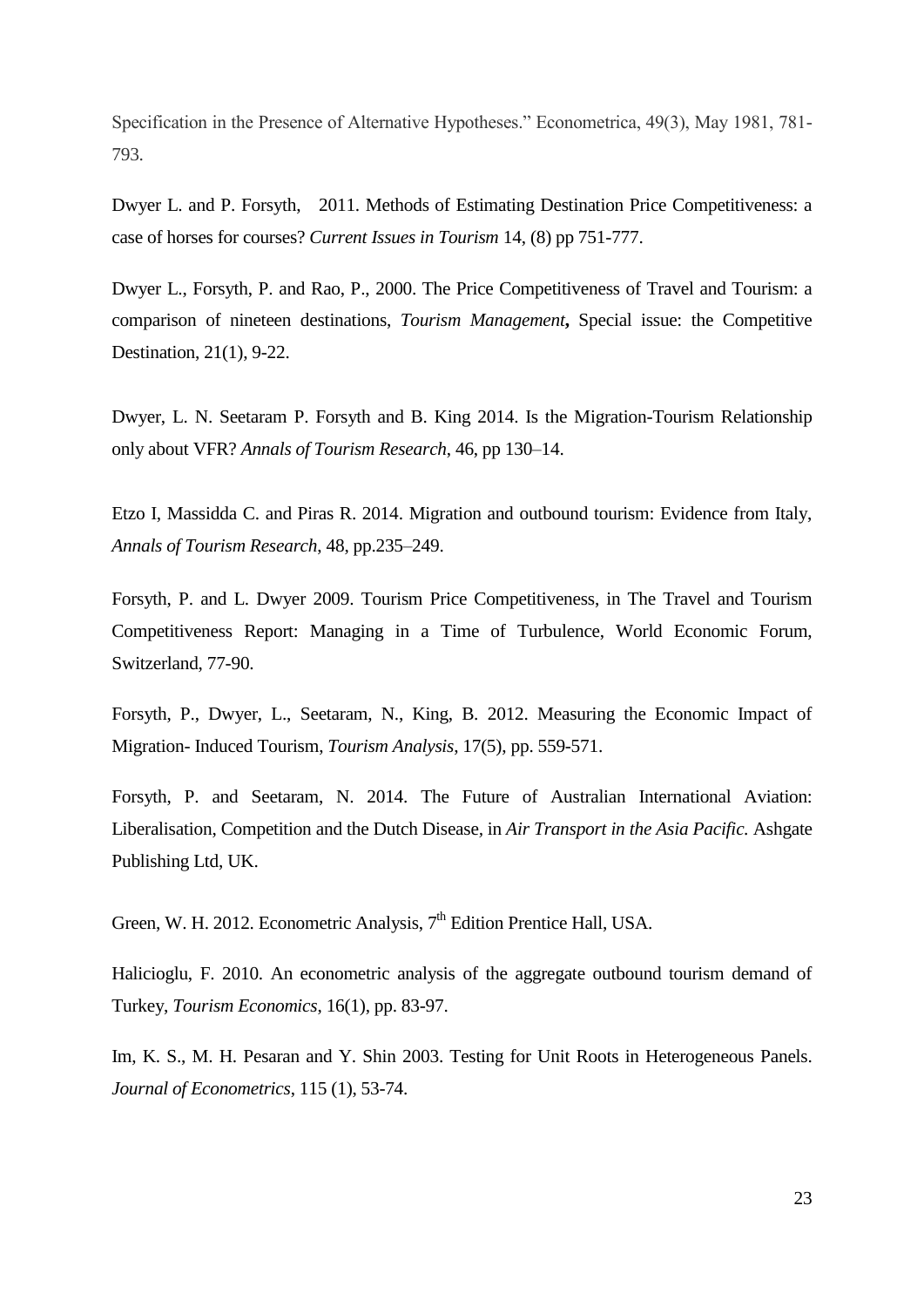Specification in the Presence of Alternative Hypotheses." Econometrica, 49(3), May 1981, 781-793.

Dwyer L. and P. Forsyth, 2011. Methods of Estimating Destination Price Competitiveness: a case of horses for courses? *Current Issues in Tourism* 14, (8) pp 751-777.

Dwyer L., Forsyth, P. and Rao, P., 2000. The Price Competitiveness of Travel and Tourism: a comparison of nineteen destinations, *Tourism Management***,** Special issue: the Competitive Destination, 21(1), 9-22.

Dwyer, L. N. Seetaram P. Forsyth and B. King 2014. Is the Migration-Tourism Relationship only about VFR? *Annals of Tourism Research*, 46, pp 130–14.

Etzo I, Massidda C. and Piras R. 2014. Migration and outbound tourism: Evidence from Italy, *Annals of Tourism Research*, 48, pp.235–249.

Forsyth, P. and L. Dwyer 2009. Tourism Price Competitiveness, in The Travel and Tourism Competitiveness Report: Managing in a Time of Turbulence, World Economic Forum, Switzerland, 77-90.

Forsyth, P., Dwyer, L., Seetaram, N., King, B. 2012. Measuring the Economic Impact of Migration- Induced Tourism, *Tourism Analysis*, 17(5), pp. 559-571.

Forsyth, P. and Seetaram, N. 2014. The Future of Australian International Aviation: Liberalisation, Competition and the Dutch Disease, in *Air Transport in the Asia Pacific.* Ashgate Publishing Ltd, UK.

Green, W. H. 2012. Econometric Analysis, 7th Edition Prentice Hall, USA.

Halicioglu, F. 2010. An econometric analysis of the aggregate outbound tourism demand of Turkey, *Tourism Economics*, 16(1), pp. 83-97.

Im, K. S., M. H. Pesaran and Y. Shin 2003. Testing for Unit Roots in Heterogeneous Panels. *Journal of Econometrics*, 115 (1), 53-74.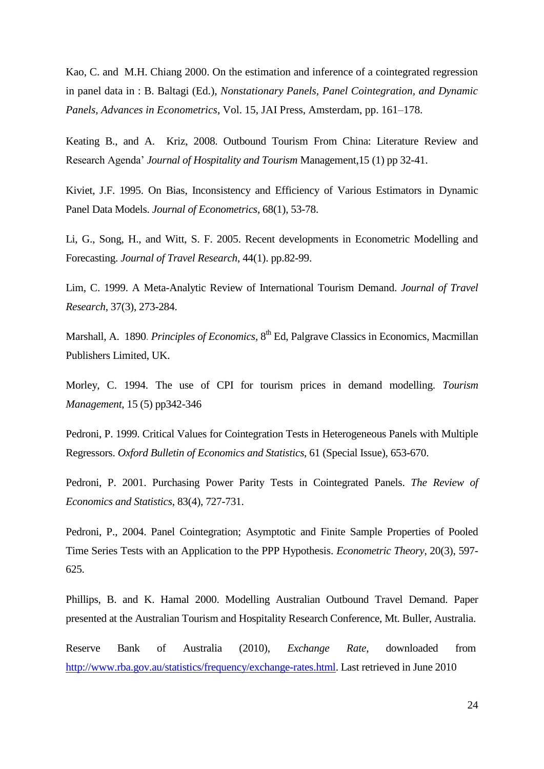Kao, C. and M.H. Chiang 2000. On the estimation and inference of a cointegrated regression in panel data in : B. Baltagi (Ed.), *Nonstationary Panels, Panel Cointegration, and Dynamic Panels, Advances in Econometrics*, Vol. 15, JAI Press, Amsterdam, pp. 161–178.

Keating B., and A. Kriz, 2008. Outbound Tourism From China: Literature Review and Research Agenda' *Journal of Hospitality and Tourism* Management,15 (1) pp 32-41.

Kiviet, J.F. 1995. On Bias, Inconsistency and Efficiency of Various Estimators in Dynamic Panel Data Models. *Journal of Econometrics*, 68(1), 53-78.

Li, G., Song, H., and Witt, S. F. 2005. Recent developments in Econometric Modelling and Forecasting. *Journal of Travel Research*, 44(1). pp.82-99.

Lim, C. 1999. A Meta-Analytic Review of International Tourism Demand. *Journal of Travel Research*, 37(3), 273-284.

Marshall, A. 1890. *Principles of Economics*, 8th Ed, Palgrave Classics in Economics, Macmillan Publishers Limited, UK.

Morley, C. 1994. The use of CPI for tourism prices in demand modelling. *Tourism Management*, 15 (5) pp342-346

Pedroni, P. 1999. Critical Values for Cointegration Tests in Heterogeneous Panels with Multiple Regressors. *Oxford Bulletin of Economics and Statistics*, 61 (Special Issue), 653-670.

Pedroni, P. 2001. Purchasing Power Parity Tests in Cointegrated Panels. *The Review of Economics and Statistics*, 83(4), 727-731.

Pedroni, P., 2004. Panel Cointegration; Asymptotic and Finite Sample Properties of Pooled Time Series Tests with an Application to the PPP Hypothesis. *Econometric Theory*, 20(3), 597-625.

Phillips, B. and K. Hamal 2000. Modelling Australian Outbound Travel Demand. Paper presented at the Australian Tourism and Hospitality Research Conference, Mt. Buller, Australia.

Reserve Bank of Australia (2010), *Exchange Rate*, downloaded from http://www.rba.gov.au/statistics/frequency/exchange-rates.html. Last retrieved in June 2010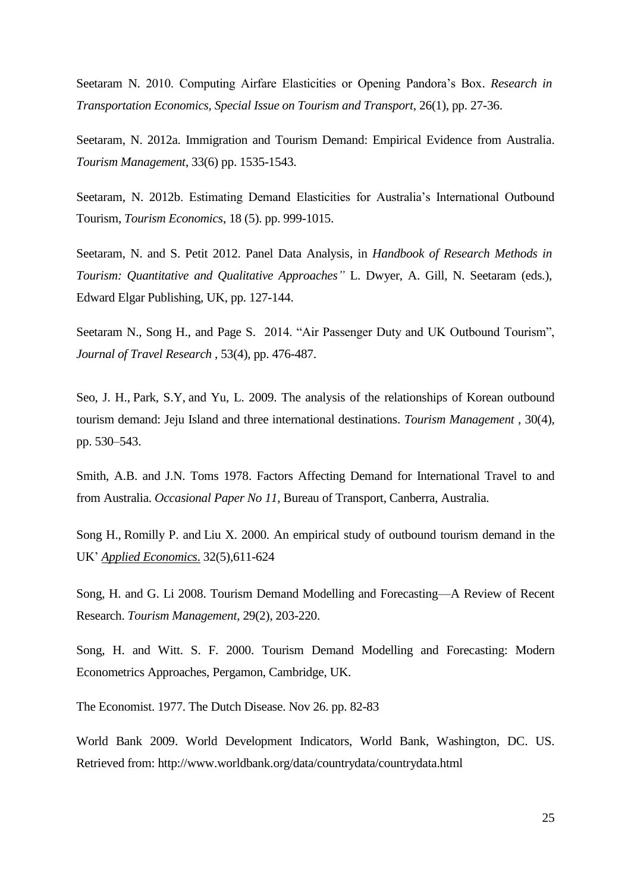Seetaram N. 2010. Computing Airfare Elasticities or Opening Pandora's Box. *Research in Transportation Economics, Special Issue on Tourism and Transport*, 26(1), pp. 27-36.

Seetaram, N. 2012a. Immigration and Tourism Demand: Empirical Evidence from Australia. *Tourism Management*, 33(6) pp. 1535-1543.

Seetaram, N. 2012b. Estimating Demand Elasticities for Australia's International Outbound Tourism, *Tourism Economics*, 18 (5). pp. 999-1015.

Seetaram, N. and S. Petit 2012. Panel Data Analysis, in *Handbook of Research Methods in Tourism: Quantitative and Qualitative Approaches"* L. Dwyer, A. Gill, N. Seetaram (eds.), Edward Elgar Publishing, UK, pp. 127-144.

Seetaram N., Song H., and Page S. 2014. "Air Passenger Duty and UK Outbound Tourism", *Journal of Travel Research* , 53(4), pp. 476-487.

Seo, J. H., Park, S.Y, and Yu, L. 2009. The analysis of the relationships of Korean outbound tourism demand: Jeju Island and three international destinations. *Tourism Management* , 30(4), pp. 530–543.

Smith, A.B. and J.N. Toms 1978. Factors Affecting Demand for International Travel to and from Australia. *Occasional Paper No 11*, Bureau of Transport, Canberra, Australia.

Song H., Romilly P. and Liu X. 2000. An empirical study of outbound tourism demand in the UK' *Applied Economics*. 32(5),611-624

Song, H. and G. Li 2008. Tourism Demand Modelling and Forecasting—A Review of Recent Research. *Tourism Management*, 29(2), 203-220.

Song, H. and Witt. S. F. 2000. Tourism Demand Modelling and Forecasting: Modern Econometrics Approaches, Pergamon, Cambridge, UK.

The Economist. 1977. The Dutch Disease. Nov 26. pp. 82-83

World Bank 2009. World Development Indicators, World Bank, Washington, DC. US. Retrieved from: http://www.worldbank.org/data/countrydata/countrydata.html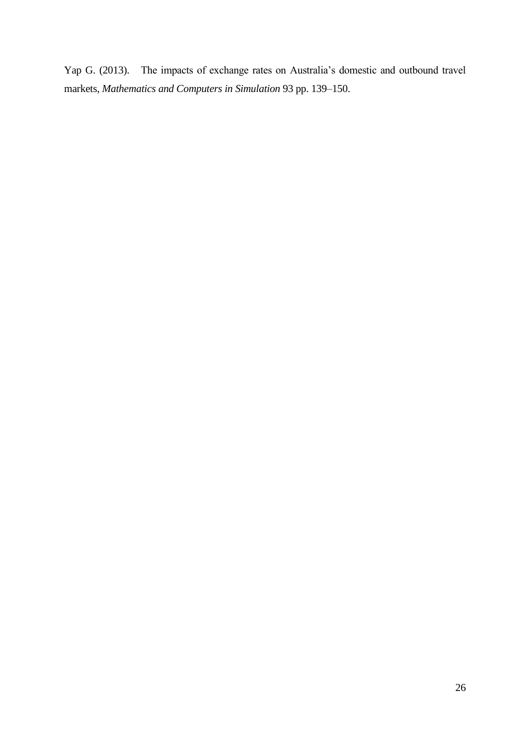Yap G. (2013). The impacts of exchange rates on Australia's domestic and outbound travel markets, *Mathematics and Computers in Simulation* 93 pp. 139–150.